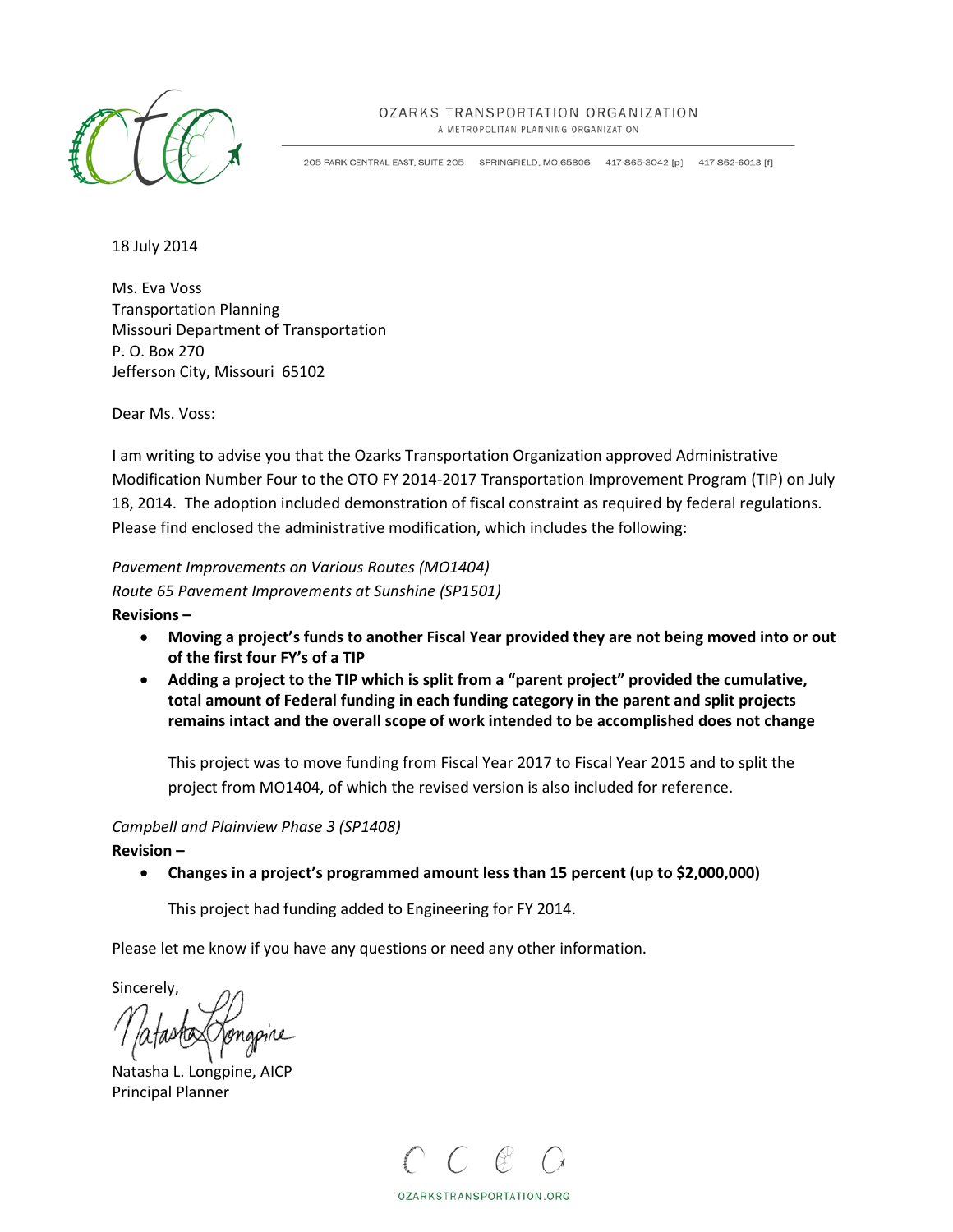OZARKS TRANSPORTATION ORGANIZATION
A METROPOLITAN PLANNING ORGANIZATION

205 PARK CENTRAL EAST, SUITE 205    SPRINGFIELD, MO 65806    417-865-3042 [p]    417-862-6013 [f]

18 July 2014

Ms. Eva Voss
Transportation Planning
Missouri Department of Transportation
P. O. Box 270
Jefferson City, Missouri 65102

Dear Ms. Voss:

I am writing to advise you that the Ozarks Transportation Organization approved Administrative Modification Number Four to the OTO FY 2014-2017 Transportation Improvement Program (TIP) on July 18, 2014. The adoption included demonstration of fiscal constraint as required by federal regulations. Please find enclosed the administrative modification, which includes the following:

*Pavement Improvements on Various Routes (MO1404)*
*Route 65 Pavement Improvements at Sunshine (SP1501)*

**Revisions –**

- **Moving a project's funds to another Fiscal Year provided they are not being moved into or out of the first four FY's of a TIP**
- **Adding a project to the TIP which is split from a "parent project" provided the cumulative, total amount of Federal funding in each funding category in the parent and split projects remains intact and the overall scope of work intended to be accomplished does not change**

  This project was to move funding from Fiscal Year 2017 to Fiscal Year 2015 and to split the project from MO1404, of which the revised version is also included for reference.

*Campbell and Plainview Phase 3 (SP1408)*

**Revision –**

- **Changes in a project's programmed amount less than 15 percent (up to $2,000,000)**

  This project had funding added to Engineering for FY 2014.

Please let me know if you have any questions or need any other information.

Sincerely,

Natasha L. Longpine, AICP
Principal Planner

OZARKSTRANSPORTATION.ORG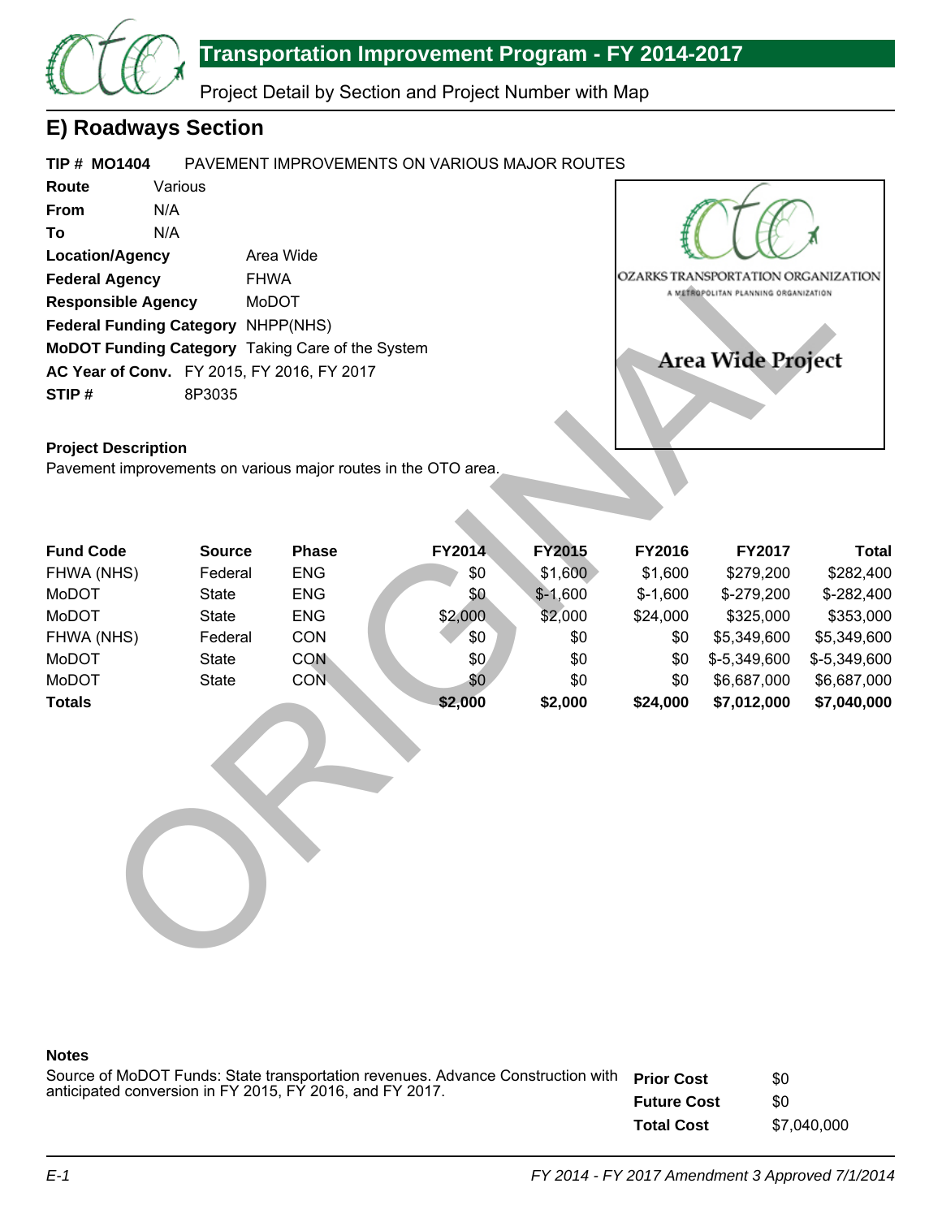## E) Roadways Section

**TIP # MO1404** PAVEMENT IMPROVEMENTS ON VARIOUS MAJOR ROUTES

**Route** Various
**From** N/A
**To** N/A
**Location/Agency** Area Wide
**Federal Agency** FHWA
**Responsible Agency** MoDOT
**Federal Funding Category** NHPP(NHS)
**MoDOT Funding Category** Taking Care of the System
**AC Year of Conv.** FY 2015, FY 2016, FY 2017
**STIP #** 8P3035

OZARKS TRANSPORTATION ORGANIZATION
A METROPOLITAN PLANNING ORGANIZATION

**Area Wide Project**

**Project Description**
Pavement improvements on various major routes in the OTO area.

| Fund Code | Source | Phase | FY2014 | FY2015 | FY2016 | FY2017 | Total |
|---|---|---|---|---|---|---|---|
| FHWA (NHS) | Federal | ENG | $0 | $1,600 | $1,600 | $279,200 | $282,400 |
| MoDOT | State | ENG | $0 | $-1,600 | $-1,600 | $-279,200 | $-282,400 |
| MoDOT | State | ENG | $2,000 | $2,000 | $24,000 | $325,000 | $353,000 |
| FHWA (NHS) | Federal | CON | $0 | $0 | $0 | $5,349,600 | $5,349,600 |
| MoDOT | State | CON | $0 | $0 | $0 | $-5,349,600 | $-5,349,600 |
| MoDOT | State | CON | $0 | $0 | $0 | $6,687,000 | $6,687,000 |
| **Totals** | | | **$2,000** | **$2,000** | **$24,000** | **$7,012,000** | **$7,040,000** |

**Notes**
Source of MoDOT Funds: State transportation revenues. Advance Construction with anticipated conversion in FY 2015, FY 2016, and FY 2017.

| | |
|---|---|
| **Prior Cost** | $0 |
| **Future Cost** | $0 |
| **Total Cost** | $7,040,000 |

*FY 2014 - FY 2017 Amendment 3 Approved 7/1/2014*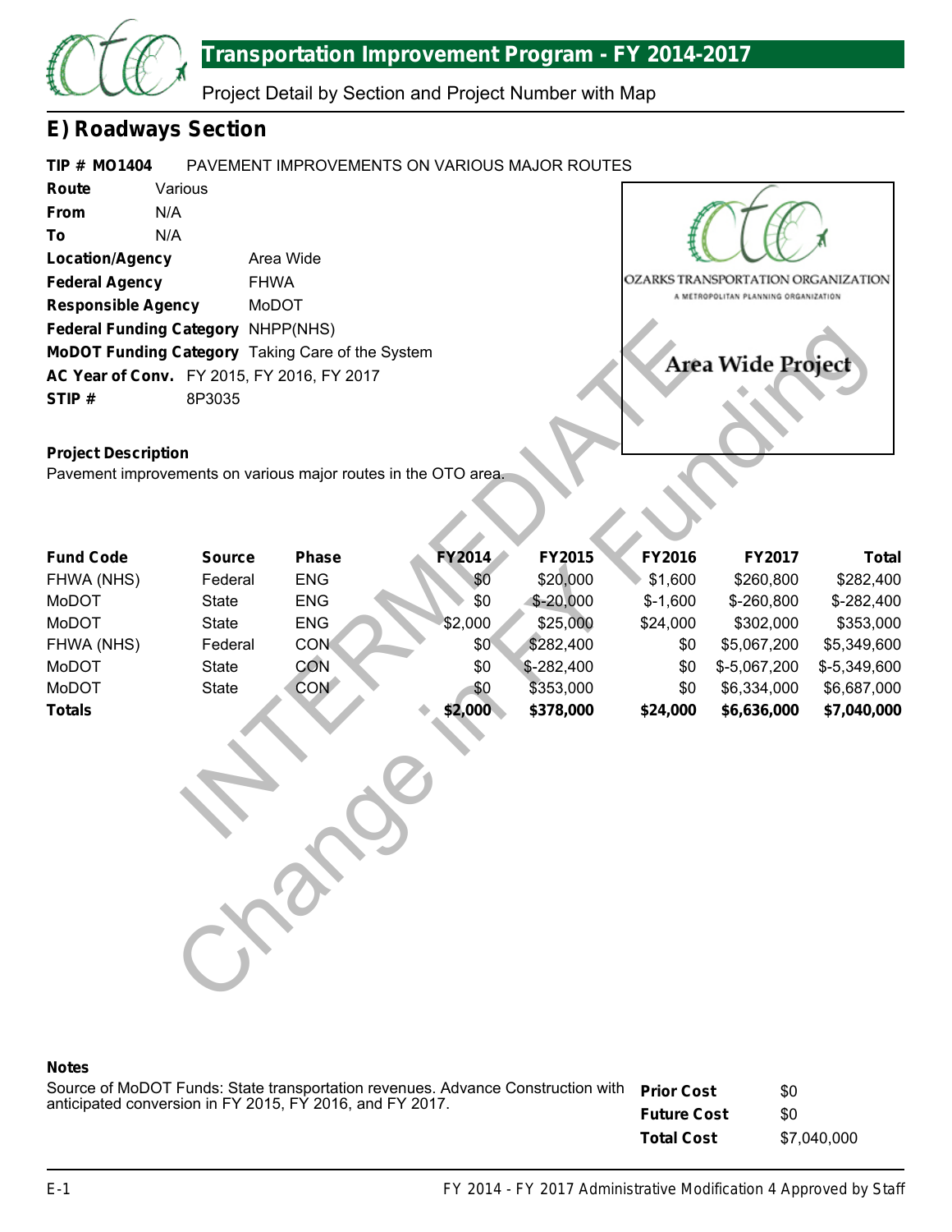## E) Roadways Section

**TIP # MO1404** PAVEMENT IMPROVEMENTS ON VARIOUS MAJOR ROUTES

**Route** Various
**From** N/A
**To** N/A
**Location/Agency** Area Wide
**Federal Agency** FHWA
**Responsible Agency** MoDOT
**Federal Funding Category** NHPP(NHS)
**MoDOT Funding Category** Taking Care of the System
**AC Year of Conv.** FY 2015, FY 2016, FY 2017
**STIP #** 8P3035

OZARKS TRANSPORTATION ORGANIZATION
A METROPOLITAN PLANNING ORGANIZATION

Area Wide Project

INTERMEDIATE Change in FY Funding

**Project Description**
Pavement improvements on various major routes in the OTO area.

| Fund Code | Source | Phase | FY2014 | FY2015 | FY2016 | FY2017 | Total |
|---|---|---|---|---|---|---|---|
| FHWA (NHS) | Federal | ENG | $0 | $20,000 | $1,600 | $260,800 | $282,400 |
| MoDOT | State | ENG | $0 | $-20,000 | $-1,600 | $-260,800 | $-282,400 |
| MoDOT | State | ENG | $2,000 | $25,000 | $24,000 | $302,000 | $353,000 |
| FHWA (NHS) | Federal | CON | $0 | $282,400 | $0 | $5,067,200 | $5,349,600 |
| MoDOT | State | CON | $0 | $-282,400 | $0 | $-5,067,200 | $-5,349,600 |
| MoDOT | State | CON | $0 | $353,000 | $0 | $6,334,000 | $6,687,000 |
| **Totals** | | | **$2,000** | **$378,000** | **$24,000** | **$6,636,000** | **$7,040,000** |

**Notes**
Source of MoDOT Funds: State transportation revenues. Advance Construction with anticipated conversion in FY 2015, FY 2016, and FY 2017.

| | |
|---|---|
| **Prior Cost** | $0 |
| **Future Cost** | $0 |
| **Total Cost** | $7,040,000 |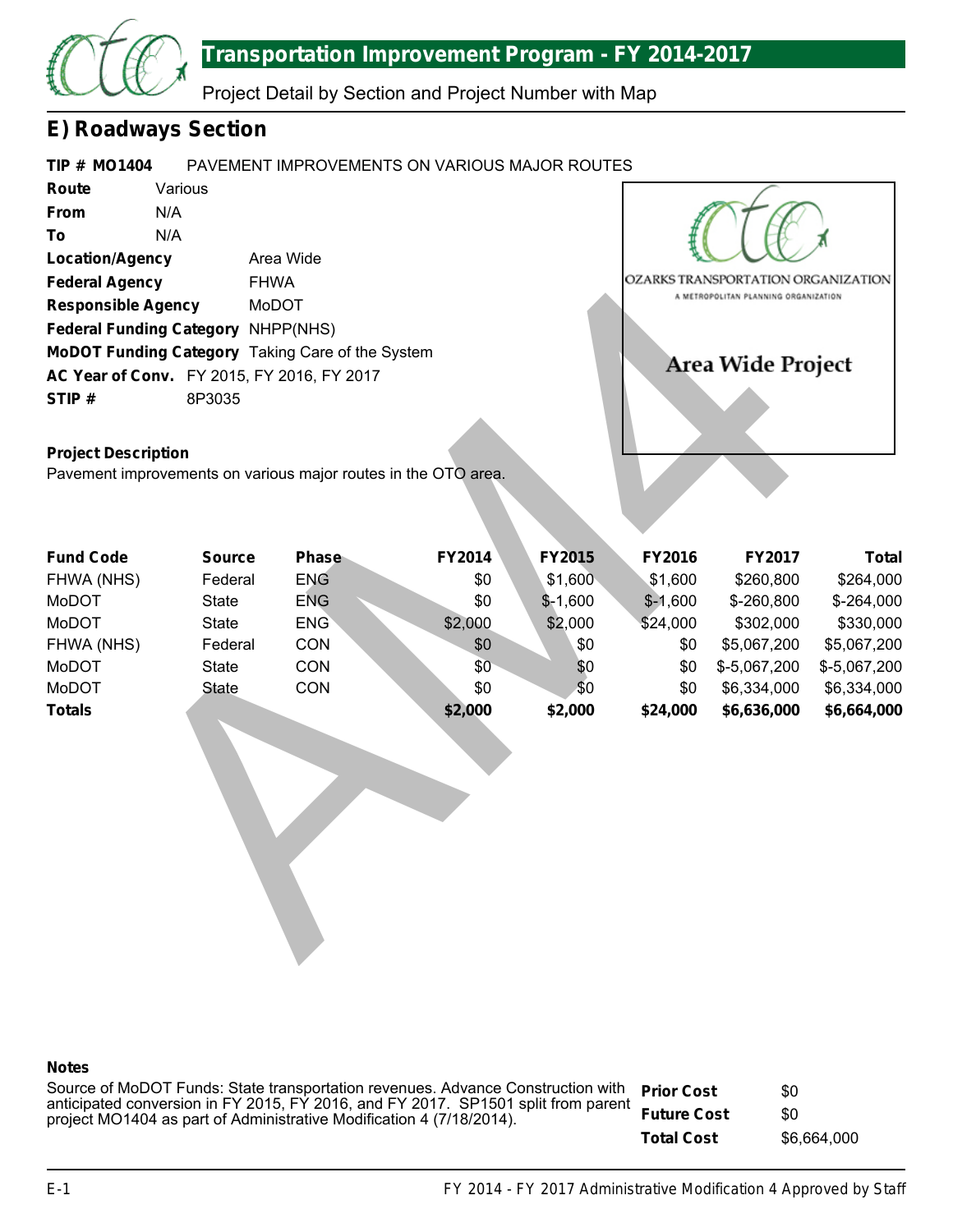# Transportation Improvement Program - FY 2014-2017

Project Detail by Section and Project Number with Map

## E) Roadways Section

**TIP # MO1404** PAVEMENT IMPROVEMENTS ON VARIOUS MAJOR ROUTES

**Route** Various

**From** N/A

**To** N/A

**Location/Agency** Area Wide

**Federal Agency** FHWA

**Responsible Agency** MoDOT

**Federal Funding Category** NHPP(NHS)

**MoDOT Funding Category** Taking Care of the System

**AC Year of Conv.** FY 2015, FY 2016, FY 2017

**STIP #** 8P3035

OZARKS TRANSPORTATION ORGANIZATION
A METROPOLITAN PLANNING ORGANIZATION

Area Wide Project

**Project Description**

Pavement improvements on various major routes in the OTO area.

| Fund Code | Source | Phase | FY2014 | FY2015 | FY2016 | FY2017 | Total |
|---|---|---|---|---|---|---|---|
| FHWA (NHS) | Federal | ENG | $0 | $1,600 | $1,600 | $260,800 | $264,000 |
| MoDOT | State | ENG | $0 | $-1,600 | $-1,600 | $-260,800 | $-264,000 |
| MoDOT | State | ENG | $2,000 | $2,000 | $24,000 | $302,000 | $330,000 |
| FHWA (NHS) | Federal | CON | $0 | $0 | $0 | $5,067,200 | $5,067,200 |
| MoDOT | State | CON | $0 | $0 | $0 | $-5,067,200 | $-5,067,200 |
| MoDOT | State | CON | $0 | $0 | $0 | $6,334,000 | $6,334,000 |
| **Totals** | | | **$2,000** | **$2,000** | **$24,000** | **$6,636,000** | **$6,664,000** |

AM4

**Notes**

Source of MoDOT Funds: State transportation revenues. Advance Construction with anticipated conversion in FY 2015, FY 2016, and FY 2017. SP1501 split from parent project MO1404 as part of Administrative Modification 4 (7/18/2014).

**Prior Cost** $0

**Future Cost** $0

**Total Cost** $6,664,000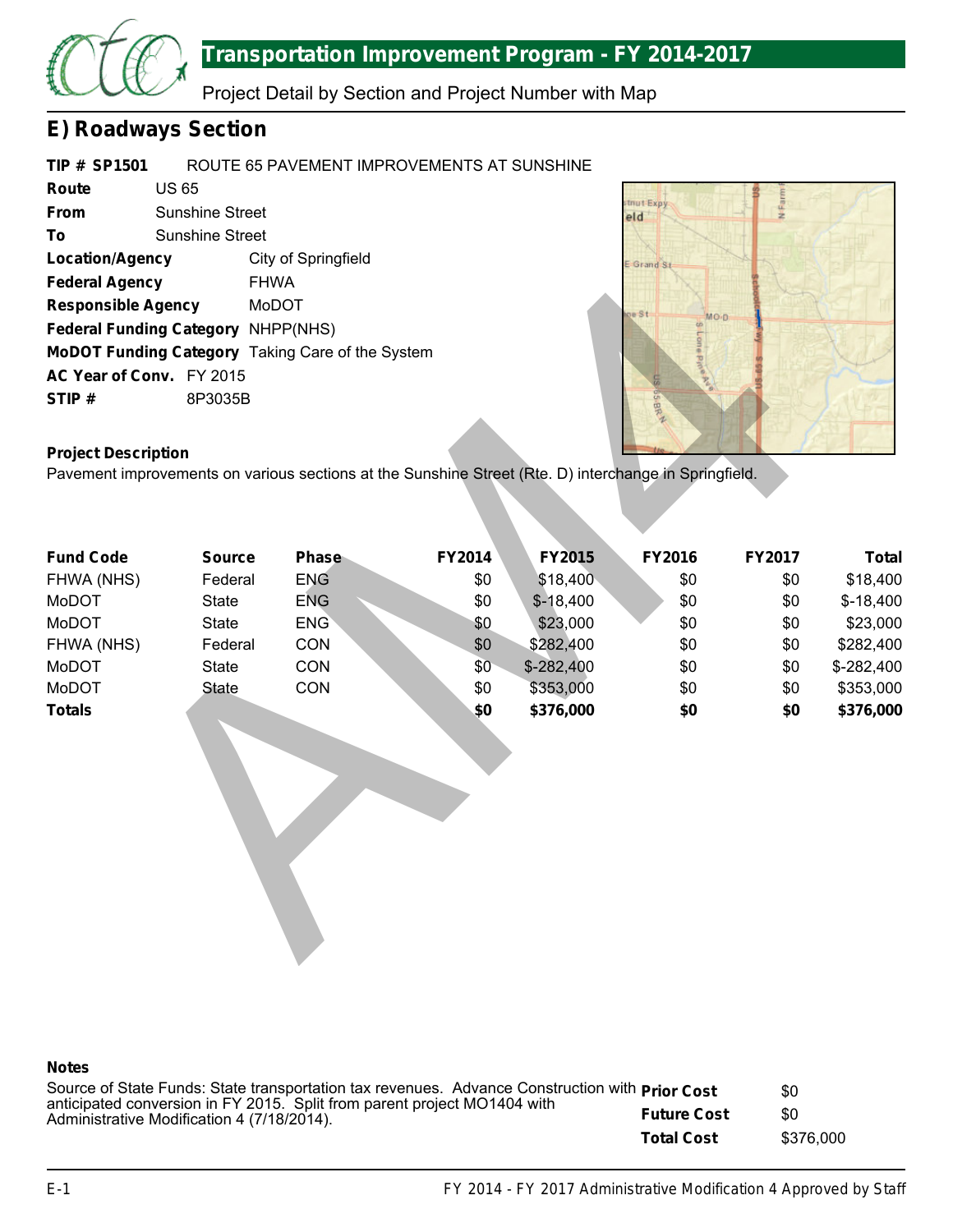# Transportation Improvement Program - FY 2014-2017

Project Detail by Section and Project Number with Map

## E) Roadways Section

**TIP # SP1501** ROUTE 65 PAVEMENT IMPROVEMENTS AT SUNSHINE

**Route** US 65

**From** Sunshine Street

**To** Sunshine Street

**Location/Agency** City of Springfield

**Federal Agency** FHWA

**Responsible Agency** MoDOT

**Federal Funding Category** NHPP(NHS)

**MoDOT Funding Category** Taking Care of the System

**AC Year of Conv.** FY 2015

**STIP #** 8P3035B

**Project Description**

Pavement improvements on various sections at the Sunshine Street (Rte. D) interchange in Springfield.

| Fund Code | Source | Phase | FY2014 | FY2015 | FY2016 | FY2017 | Total |
|---|---|---|---|---|---|---|---|
| FHWA (NHS) | Federal | ENG | $0 | $18,400 | $0 | $0 | $18,400 |
| MoDOT | State | ENG | $0 | $-18,400 | $0 | $0 | $-18,400 |
| MoDOT | State | ENG | $0 | $23,000 | $0 | $0 | $23,000 |
| FHWA (NHS) | Federal | CON | $0 | $282,400 | $0 | $0 | $282,400 |
| MoDOT | State | CON | $0 | $-282,400 | $0 | $0 | $-282,400 |
| MoDOT | State | CON | $0 | $353,000 | $0 | $0 | $353,000 |
| **Totals** | | | **$0** | **$376,000** | **$0** | **$0** | **$376,000** |

**Notes**

Source of State Funds: State transportation tax revenues. Advance Construction with anticipated conversion in FY 2015. Split from parent project MO1404 with Administrative Modification 4 (7/18/2014).

| | |
|---|---|
| **Prior Cost** | $0 |
| **Future Cost** | $0 |
| **Total Cost** | $376,000 |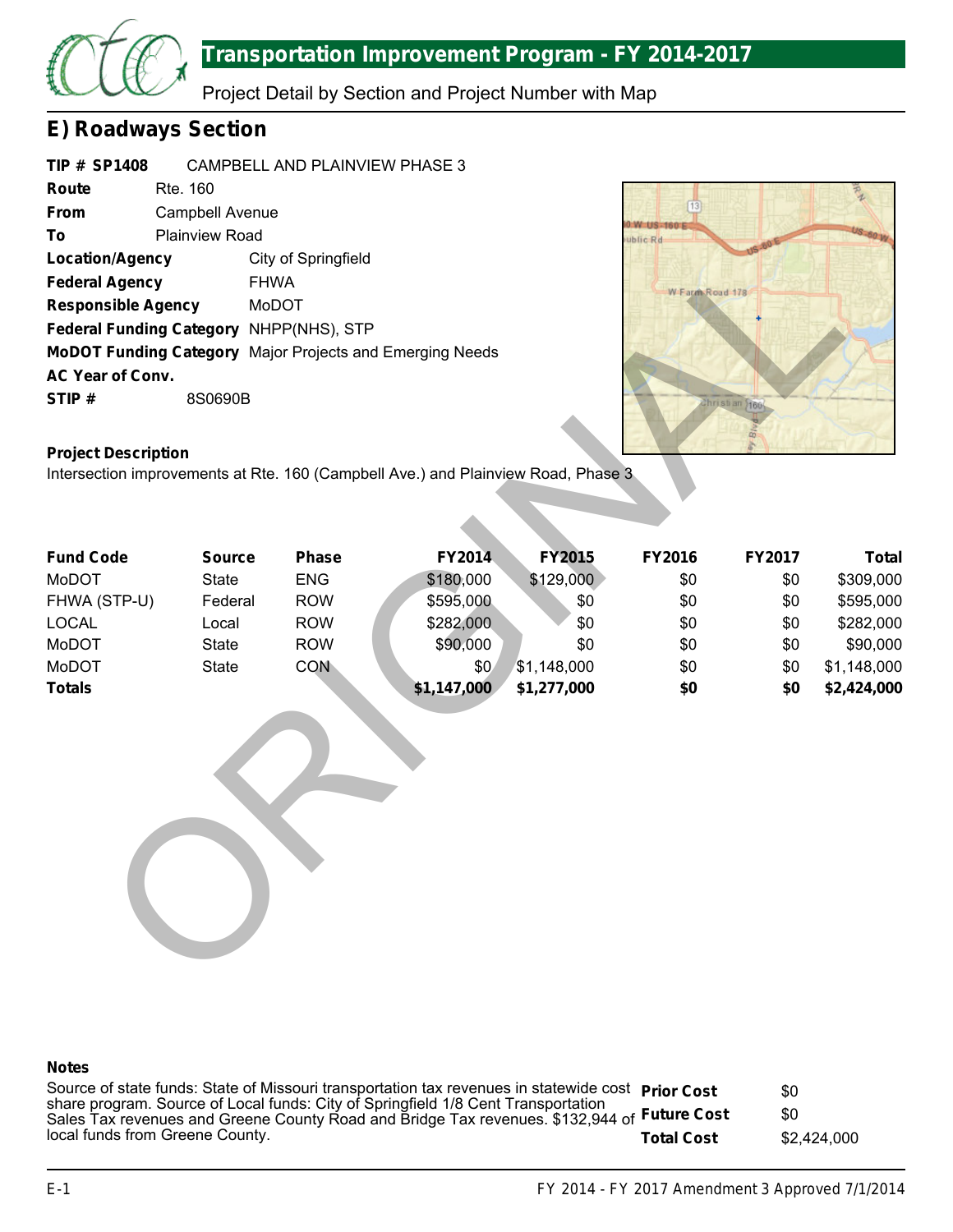# Transportation Improvement Program - FY 2014-2017

Project Detail by Section and Project Number with Map

## E) Roadways Section

**TIP # SP1408** CAMPBELL AND PLAINVIEW PHASE 3

**Route** Rte. 160

**From** Campbell Avenue

**To** Plainview Road

**Location/Agency** City of Springfield

**Federal Agency** FHWA

**Responsible Agency** MoDOT

**Federal Funding Category** NHPP(NHS), STP

**MoDOT Funding Category** Major Projects and Emerging Needs

**AC Year of Conv.**

**STIP #** 8S0690B

**Project Description**

Intersection improvements at Rte. 160 (Campbell Ave.) and Plainview Road, Phase 3

| Fund Code | Source | Phase | FY2014 | FY2015 | FY2016 | FY2017 | Total |
|---|---|---|---|---|---|---|---|
| MoDOT | State | ENG | $180,000 | $129,000 | $0 | $0 | $309,000 |
| FHWA (STP-U) | Federal | ROW | $595,000 | $0 | $0 | $0 | $595,000 |
| LOCAL | Local | ROW | $282,000 | $0 | $0 | $0 | $282,000 |
| MoDOT | State | ROW | $90,000 | $0 | $0 | $0 | $90,000 |
| MoDOT | State | CON | $0 | $1,148,000 | $0 | $0 | $1,148,000 |
| **Totals** | | | **$1,147,000** | **$1,277,000** | **$0** | **$0** | **$2,424,000** |

**Notes**

Source of state funds: State of Missouri transportation tax revenues in statewide cost share program. Source of Local funds: City of Springfield 1/8 Cent Transportation Sales Tax revenues and Greene County Road and Bridge Tax revenues. $132,944 of local funds from Greene County.

| | |
|---|---|
| **Prior Cost** | $0 |
| **Future Cost** | $0 |
| **Total Cost** | $2,424,000 |

FY 2014 - FY 2017 Amendment 3 Approved 7/1/2014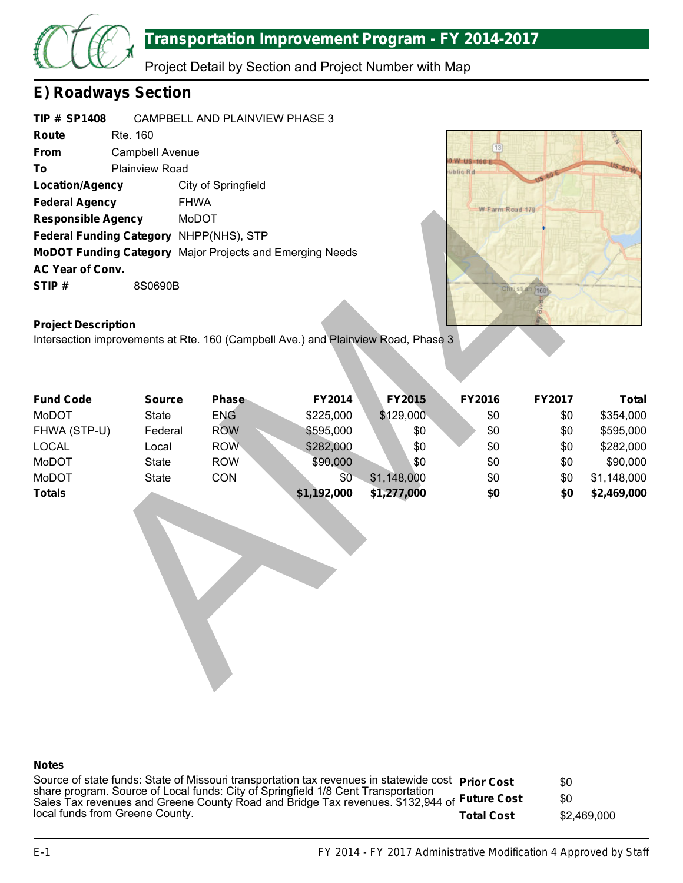# Transportation Improvement Program - FY 2014-2017

Project Detail by Section and Project Number with Map

## E) Roadways Section

**TIP # SP1408** CAMPBELL AND PLAINVIEW PHASE 3

**Route** Rte. 160

**From** Campbell Avenue

**To** Plainview Road

**Location/Agency** City of Springfield

**Federal Agency** FHWA

**Responsible Agency** MoDOT

**Federal Funding Category** NHPP(NHS), STP

**MoDOT Funding Category** Major Projects and Emerging Needs

**AC Year of Conv.**

**STIP #** 8S0690B

**Project Description**

Intersection improvements at Rte. 160 (Campbell Ave.) and Plainview Road, Phase 3

| Fund Code | Source | Phase | FY2014 | FY2015 | FY2016 | FY2017 | Total |
|---|---|---|---|---|---|---|---|
| MoDOT | State | ENG | $225,000 | $129,000 | $0 | $0 | $354,000 |
| FHWA (STP-U) | Federal | ROW | $595,000 | $0 | $0 | $0 | $595,000 |
| LOCAL | Local | ROW | $282,000 | $0 | $0 | $0 | $282,000 |
| MoDOT | State | ROW | $90,000 | $0 | $0 | $0 | $90,000 |
| MoDOT | State | CON | $0 | $1,148,000 | $0 | $0 | $1,148,000 |
| **Totals** | | | **$1,192,000** | **$1,277,000** | **$0** | **$0** | **$2,469,000** |

**Notes**

Source of state funds: State of Missouri transportation tax revenues in statewide cost share program. Source of Local funds: City of Springfield 1/8 Cent Transportation Sales Tax revenues and Greene County Road and Bridge Tax revenues. $132,944 of local funds from Greene County.

| | |
|---|---|
| **Prior Cost** | $0 |
| **Future Cost** | $0 |
| **Total Cost** | $2,469,000 |

FY 2014 - FY 2017 Administrative Modification 4 Approved by Staff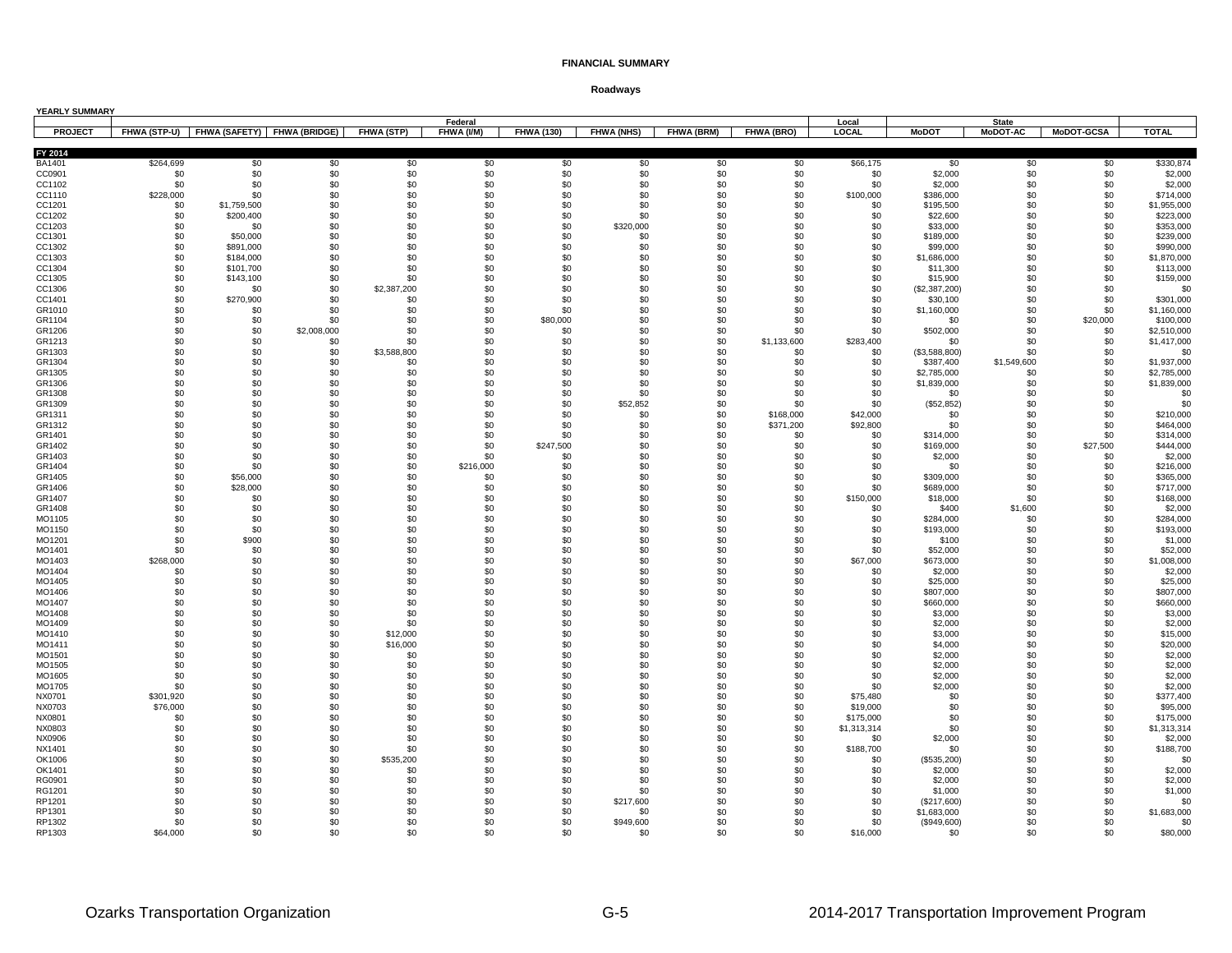**FINANCIAL SUMMARY**

**Roadways**

**YEARLY SUMMARY**

| | Federal | | | | | | | | | Local | State | | | |
|---|---|---|---|---|---|---|---|---|---|---|---|---|---|---|
| PROJECT | FHWA (STP-U) | FHWA (SAFETY) | FHWA (BRIDGE) | FHWA (STP) | FHWA (I/M) | FHWA (130) | FHWA (NHS) | FHWA (BRM) | FHWA (BRO) | LOCAL | MoDOT | MoDOT-AC | MoDOT-GCSA | TOTAL |
| **FY 2014** | | | | | | | | | | | | | | |
| BA1401 | $264,699 | $0 | $0 | $0 | $0 | $0 | $0 | $0 | $0 | $66,175 | $0 | $0 | $0 | $330,874 |
| CC0901 | $0 | $0 | $0 | $0 | $0 | $0 | $0 | $0 | $0 | $0 | $2,000 | $0 | $0 | $2,000 |
| CC1102 | $0 | $0 | $0 | $0 | $0 | $0 | $0 | $0 | $0 | $0 | $2,000 | $0 | $0 | $2,000 |
| CC1110 | $228,000 | $0 | $0 | $0 | $0 | $0 | $0 | $0 | $0 | $100,000 | $386,000 | $0 | $0 | $714,000 |
| CC1201 | $0 | $1,759,500 | $0 | $0 | $0 | $0 | $0 | $0 | $0 | $0 | $195,500 | $0 | $0 | $1,955,000 |
| CC1202 | $0 | $200,400 | $0 | $0 | $0 | $0 | $0 | $0 | $0 | $0 | $22,600 | $0 | $0 | $223,000 |
| CC1203 | $0 | $0 | $0 | $0 | $0 | $0 | $320,000 | $0 | $0 | $0 | $33,000 | $0 | $0 | $353,000 |
| CC1301 | $0 | $50,000 | $0 | $0 | $0 | $0 | $0 | $0 | $0 | $0 | $189,000 | $0 | $0 | $239,000 |
| CC1302 | $0 | $891,000 | $0 | $0 | $0 | $0 | $0 | $0 | $0 | $0 | $99,000 | $0 | $0 | $990,000 |
| CC1303 | $0 | $184,000 | $0 | $0 | $0 | $0 | $0 | $0 | $0 | $0 | $1,686,000 | $0 | $0 | $1,870,000 |
| CC1304 | $0 | $101,700 | $0 | $0 | $0 | $0 | $0 | $0 | $0 | $0 | $11,300 | $0 | $0 | $113,000 |
| CC1305 | $0 | $143,100 | $0 | $0 | $0 | $0 | $0 | $0 | $0 | $0 | $15,900 | $0 | $0 | $159,000 |
| CC1306 | $0 | $0 | $0 | $2,387,200 | $0 | $0 | $0 | $0 | $0 | $0 | ($2,387,200) | $0 | $0 | $0 |
| CC1401 | $0 | $270,900 | $0 | $0 | $0 | $0 | $0 | $0 | $0 | $0 | $30,100 | $0 | $0 | $301,000 |
| GR1010 | $0 | $0 | $0 | $0 | $0 | $0 | $0 | $0 | $0 | $0 | $1,160,000 | $0 | $0 | $1,160,000 |
| GR1104 | $0 | $0 | $0 | $0 | $0 | $80,000 | $0 | $0 | $0 | $0 | $0 | $0 | $20,000 | $100,000 |
| GR1206 | $0 | $0 | $2,008,000 | $0 | $0 | $0 | $0 | $0 | $0 | $0 | $502,000 | $0 | $0 | $2,510,000 |
| GR1213 | $0 | $0 | $0 | $0 | $0 | $0 | $0 | $0 | $1,133,600 | $283,400 | $0 | $0 | $0 | $1,417,000 |
| GR1303 | $0 | $0 | $0 | $3,588,800 | $0 | $0 | $0 | $0 | $0 | $0 | ($3,588,800) | $0 | $0 | $0 |
| GR1304 | $0 | $0 | $0 | $0 | $0 | $0 | $0 | $0 | $0 | $0 | $387,400 | $1,549,600 | $0 | $1,937,000 |
| GR1305 | $0 | $0 | $0 | $0 | $0 | $0 | $0 | $0 | $0 | $0 | $2,785,000 | $0 | $0 | $2,785,000 |
| GR1306 | $0 | $0 | $0 | $0 | $0 | $0 | $0 | $0 | $0 | $0 | $1,839,000 | $0 | $0 | $1,839,000 |
| GR1308 | $0 | $0 | $0 | $0 | $0 | $0 | $0 | $0 | $0 | $0 | $0 | $0 | $0 | $0 |
| GR1309 | $0 | $0 | $0 | $0 | $0 | $0 | $52,852 | $0 | $0 | $0 | ($52,852) | $0 | $0 | $0 |
| GR1311 | $0 | $0 | $0 | $0 | $0 | $0 | $0 | $0 | $168,000 | $42,000 | $0 | $0 | $0 | $210,000 |
| GR1312 | $0 | $0 | $0 | $0 | $0 | $0 | $0 | $0 | $371,200 | $92,800 | $0 | $0 | $0 | $464,000 |
| GR1401 | $0 | $0 | $0 | $0 | $0 | $0 | $0 | $0 | $0 | $0 | $314,000 | $0 | $0 | $314,000 |
| GR1402 | $0 | $0 | $0 | $0 | $0 | $247,500 | $0 | $0 | $0 | $0 | $169,000 | $0 | $27,500 | $444,000 |
| GR1403 | $0 | $0 | $0 | $0 | $0 | $0 | $0 | $0 | $0 | $0 | $2,000 | $0 | $0 | $2,000 |
| GR1404 | $0 | $0 | $0 | $0 | $216,000 | $0 | $0 | $0 | $0 | $0 | $0 | $0 | $0 | $216,000 |
| GR1405 | $0 | $56,000 | $0 | $0 | $0 | $0 | $0 | $0 | $0 | $0 | $309,000 | $0 | $0 | $365,000 |
| GR1406 | $0 | $28,000 | $0 | $0 | $0 | $0 | $0 | $0 | $0 | $0 | $689,000 | $0 | $0 | $717,000 |
| GR1407 | $0 | $0 | $0 | $0 | $0 | $0 | $0 | $0 | $0 | $150,000 | $18,000 | $0 | $0 | $168,000 |
| GR1408 | $0 | $0 | $0 | $0 | $0 | $0 | $0 | $0 | $0 | $0 | $400 | $1,600 | $0 | $2,000 |
| MO1105 | $0 | $0 | $0 | $0 | $0 | $0 | $0 | $0 | $0 | $0 | $284,000 | $0 | $0 | $284,000 |
| MO1150 | $0 | $0 | $0 | $0 | $0 | $0 | $0 | $0 | $0 | $0 | $193,000 | $0 | $0 | $193,000 |
| MO1201 | $0 | $900 | $0 | $0 | $0 | $0 | $0 | $0 | $0 | $0 | $100 | $0 | $0 | $1,000 |
| MO1401 | $0 | $0 | $0 | $0 | $0 | $0 | $0 | $0 | $0 | $0 | $52,000 | $0 | $0 | $52,000 |
| MO1403 | $268,000 | $0 | $0 | $0 | $0 | $0 | $0 | $0 | $0 | $67,000 | $673,000 | $0 | $0 | $1,008,000 |
| MO1404 | $0 | $0 | $0 | $0 | $0 | $0 | $0 | $0 | $0 | $0 | $2,000 | $0 | $0 | $2,000 |
| MO1405 | $0 | $0 | $0 | $0 | $0 | $0 | $0 | $0 | $0 | $0 | $25,000 | $0 | $0 | $25,000 |
| MO1406 | $0 | $0 | $0 | $0 | $0 | $0 | $0 | $0 | $0 | $0 | $807,000 | $0 | $0 | $807,000 |
| MO1407 | $0 | $0 | $0 | $0 | $0 | $0 | $0 | $0 | $0 | $0 | $660,000 | $0 | $0 | $660,000 |
| MO1408 | $0 | $0 | $0 | $0 | $0 | $0 | $0 | $0 | $0 | $0 | $3,000 | $0 | $0 | $3,000 |
| MO1409 | $0 | $0 | $0 | $0 | $0 | $0 | $0 | $0 | $0 | $0 | $2,000 | $0 | $0 | $2,000 |
| MO1410 | $0 | $0 | $0 | $12,000 | $0 | $0 | $0 | $0 | $0 | $0 | $3,000 | $0 | $0 | $15,000 |
| MO1411 | $0 | $0 | $0 | $16,000 | $0 | $0 | $0 | $0 | $0 | $0 | $4,000 | $0 | $0 | $20,000 |
| MO1501 | $0 | $0 | $0 | $0 | $0 | $0 | $0 | $0 | $0 | $0 | $2,000 | $0 | $0 | $2,000 |
| MO1505 | $0 | $0 | $0 | $0 | $0 | $0 | $0 | $0 | $0 | $0 | $2,000 | $0 | $0 | $2,000 |
| MO1605 | $0 | $0 | $0 | $0 | $0 | $0 | $0 | $0 | $0 | $0 | $2,000 | $0 | $0 | $2,000 |
| MO1705 | $0 | $0 | $0 | $0 | $0 | $0 | $0 | $0 | $0 | $0 | $2,000 | $0 | $0 | $2,000 |
| NX0701 | $301,920 | $0 | $0 | $0 | $0 | $0 | $0 | $0 | $0 | $75,480 | $0 | $0 | $0 | $377,400 |
| NX0703 | $76,000 | $0 | $0 | $0 | $0 | $0 | $0 | $0 | $0 | $19,000 | $0 | $0 | $0 | $95,000 |
| NX0801 | $0 | $0 | $0 | $0 | $0 | $0 | $0 | $0 | $0 | $175,000 | $0 | $0 | $0 | $175,000 |
| NX0803 | $0 | $0 | $0 | $0 | $0 | $0 | $0 | $0 | $0 | $1,313,314 | $0 | $0 | $0 | $1,313,314 |
| NX0906 | $0 | $0 | $0 | $0 | $0 | $0 | $0 | $0 | $0 | $0 | $2,000 | $0 | $0 | $2,000 |
| NX1401 | $0 | $0 | $0 | $0 | $0 | $0 | $0 | $0 | $0 | $188,700 | $0 | $0 | $0 | $188,700 |
| OK1006 | $0 | $0 | $0 | $535,200 | $0 | $0 | $0 | $0 | $0 | $0 | ($535,200) | $0 | $0 | $0 |
| OK1401 | $0 | $0 | $0 | $0 | $0 | $0 | $0 | $0 | $0 | $0 | $2,000 | $0 | $0 | $2,000 |
| RG0901 | $0 | $0 | $0 | $0 | $0 | $0 | $0 | $0 | $0 | $0 | $2,000 | $0 | $0 | $2,000 |
| RG1201 | $0 | $0 | $0 | $0 | $0 | $0 | $0 | $0 | $0 | $0 | $1,000 | $0 | $0 | $1,000 |
| RP1201 | $0 | $0 | $0 | $0 | $0 | $0 | $217,600 | $0 | $0 | $0 | ($217,600) | $0 | $0 | $0 |
| RP1301 | $0 | $0 | $0 | $0 | $0 | $0 | $0 | $0 | $0 | $0 | $1,683,000 | $0 | $0 | $1,683,000 |
| RP1302 | $0 | $0 | $0 | $0 | $0 | $0 | $949,600 | $0 | $0 | $0 | ($949,600) | $0 | $0 | $0 |
| RP1303 | $64,000 | $0 | $0 | $0 | $0 | $0 | $0 | $0 | $0 | $16,000 | $0 | $0 | $0 | $80,000 |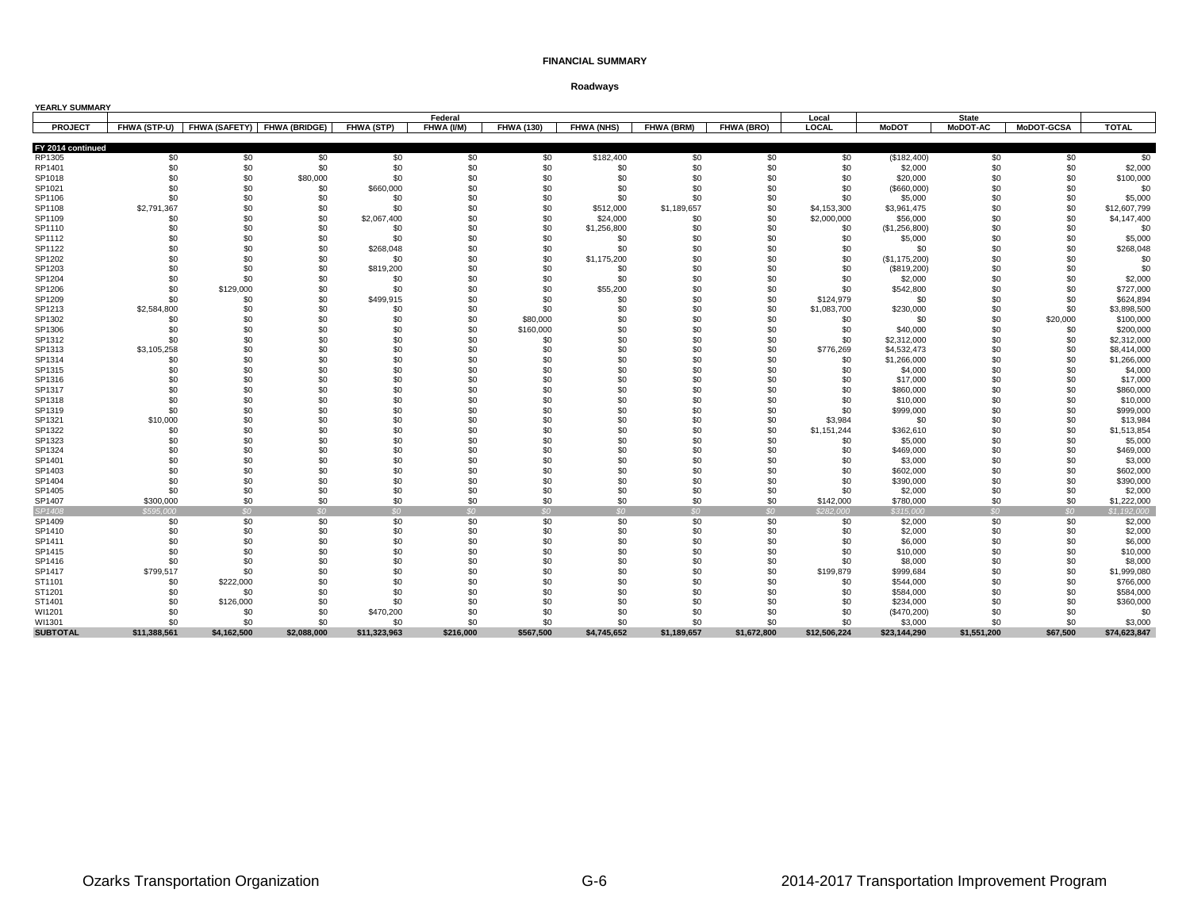**FINANCIAL SUMMARY**

**Roadways**

**YEARLY SUMMARY**

| | Federal | | | | | | | | | Local | State | | | |
|---|---|---|---|---|---|---|---|---|---|---|---|---|---|---|
| **PROJECT** | **FHWA (STP-U)** | **FHWA (SAFETY)** | **FHWA (BRIDGE)** | **FHWA (STP)** | **FHWA (I/M)** | **FHWA (130)** | **FHWA (NHS)** | **FHWA (BRM)** | **FHWA (BRO)** | **LOCAL** | **MoDOT** | **MoDOT-AC** | **MoDOT-GCSA** | **TOTAL** |
| **FY 2014 continued** | | | | | | | | | | | | | | |
| RP1305 | $0 | $0 | $0 | $0 | $0 | $0 | $182,400 | $0 | $0 | $0 | ($182,400) | $0 | $0 | $0 |
| RP1401 | $0 | $0 | $0 | $0 | $0 | $0 | $0 | $0 | $0 | $0 | $2,000 | $0 | $0 | $2,000 |
| SP1018 | $0 | $0 | $80,000 | $0 | $0 | $0 | $0 | $0 | $0 | $0 | $20,000 | $0 | $0 | $100,000 |
| SP1021 | $0 | $0 | $0 | $660,000 | $0 | $0 | $0 | $0 | $0 | $0 | ($660,000) | $0 | $0 | $0 |
| SP1106 | $0 | $0 | $0 | $0 | $0 | $0 | $0 | $0 | $0 | $0 | $5,000 | $0 | $0 | $5,000 |
| SP1108 | $2,791,367 | $0 | $0 | $0 | $0 | $0 | $512,000 | $1,189,657 | $0 | $4,153,300 | $3,961,475 | $0 | $0 | $12,607,799 |
| SP1109 | $0 | $0 | $0 | $2,067,400 | $0 | $0 | $24,000 | $0 | $0 | $2,000,000 | $56,000 | $0 | $0 | $4,147,400 |
| SP1110 | $0 | $0 | $0 | $0 | $0 | $0 | $1,256,800 | $0 | $0 | $0 | ($1,256,800) | $0 | $0 | $0 |
| SP1112 | $0 | $0 | $0 | $0 | $0 | $0 | $0 | $0 | $0 | $0 | $5,000 | $0 | $0 | $5,000 |
| SP1122 | $0 | $0 | $0 | $268,048 | $0 | $0 | $0 | $0 | $0 | $0 | $0 | $0 | $0 | $268,048 |
| SP1202 | $0 | $0 | $0 | $0 | $0 | $0 | $1,175,200 | $0 | $0 | $0 | ($1,175,200) | $0 | $0 | $0 |
| SP1203 | $0 | $0 | $0 | $819,200 | $0 | $0 | $0 | $0 | $0 | $0 | ($819,200) | $0 | $0 | $0 |
| SP1204 | $0 | $0 | $0 | $0 | $0 | $0 | $0 | $0 | $0 | $0 | $2,000 | $0 | $0 | $2,000 |
| SP1206 | $0 | $129,000 | $0 | $0 | $0 | $0 | $55,200 | $0 | $0 | $0 | $542,800 | $0 | $0 | $727,000 |
| SP1209 | $0 | $0 | $0 | $499,915 | $0 | $0 | $0 | $0 | $0 | $124,979 | $0 | $0 | $0 | $624,894 |
| SP1213 | $2,584,800 | $0 | $0 | $0 | $0 | $0 | $0 | $0 | $0 | $1,083,700 | $230,000 | $0 | $0 | $3,898,500 |
| SP1302 | $0 | $0 | $0 | $0 | $0 | $80,000 | $0 | $0 | $0 | $0 | $0 | $0 | $20,000 | $100,000 |
| SP1306 | $0 | $0 | $0 | $0 | $0 | $160,000 | $0 | $0 | $0 | $0 | $40,000 | $0 | $0 | $200,000 |
| SP1312 | $0 | $0 | $0 | $0 | $0 | $0 | $0 | $0 | $0 | $0 | $2,312,000 | $0 | $0 | $2,312,000 |
| SP1313 | $3,105,258 | $0 | $0 | $0 | $0 | $0 | $0 | $0 | $0 | $776,269 | $4,532,473 | $0 | $0 | $8,414,000 |
| SP1314 | $0 | $0 | $0 | $0 | $0 | $0 | $0 | $0 | $0 | $0 | $1,266,000 | $0 | $0 | $1,266,000 |
| SP1315 | $0 | $0 | $0 | $0 | $0 | $0 | $0 | $0 | $0 | $0 | $4,000 | $0 | $0 | $4,000 |
| SP1316 | $0 | $0 | $0 | $0 | $0 | $0 | $0 | $0 | $0 | $0 | $17,000 | $0 | $0 | $17,000 |
| SP1317 | $0 | $0 | $0 | $0 | $0 | $0 | $0 | $0 | $0 | $0 | $860,000 | $0 | $0 | $860,000 |
| SP1318 | $0 | $0 | $0 | $0 | $0 | $0 | $0 | $0 | $0 | $0 | $10,000 | $0 | $0 | $10,000 |
| SP1319 | $0 | $0 | $0 | $0 | $0 | $0 | $0 | $0 | $0 | $0 | $999,000 | $0 | $0 | $999,000 |
| SP1321 | $10,000 | $0 | $0 | $0 | $0 | $0 | $0 | $0 | $0 | $3,984 | $0 | $0 | $0 | $13,984 |
| SP1322 | $0 | $0 | $0 | $0 | $0 | $0 | $0 | $0 | $0 | $1,151,244 | $362,610 | $0 | $0 | $1,513,854 |
| SP1323 | $0 | $0 | $0 | $0 | $0 | $0 | $0 | $0 | $0 | $0 | $5,000 | $0 | $0 | $5,000 |
| SP1324 | $0 | $0 | $0 | $0 | $0 | $0 | $0 | $0 | $0 | $0 | $469,000 | $0 | $0 | $469,000 |
| SP1401 | $0 | $0 | $0 | $0 | $0 | $0 | $0 | $0 | $0 | $0 | $3,000 | $0 | $0 | $3,000 |
| SP1403 | $0 | $0 | $0 | $0 | $0 | $0 | $0 | $0 | $0 | $0 | $602,000 | $0 | $0 | $602,000 |
| SP1404 | $0 | $0 | $0 | $0 | $0 | $0 | $0 | $0 | $0 | $0 | $390,000 | $0 | $0 | $390,000 |
| SP1405 | $0 | $0 | $0 | $0 | $0 | $0 | $0 | $0 | $0 | $0 | $2,000 | $0 | $0 | $2,000 |
| SP1407 | $300,000 | $0 | $0 | $0 | $0 | $0 | $0 | $0 | $0 | $142,000 | $780,000 | $0 | $0 | $1,222,000 |
| *SP1408* | *$595,000* | *$0* | *$0* | *$0* | *$0* | *$0* | *$0* | *$0* | *$0* | *$282,000* | *$315,000* | *$0* | *$0* | *$1,192,000* |
| SP1409 | $0 | $0 | $0 | $0 | $0 | $0 | $0 | $0 | $0 | $0 | $2,000 | $0 | $0 | $2,000 |
| SP1410 | $0 | $0 | $0 | $0 | $0 | $0 | $0 | $0 | $0 | $0 | $2,000 | $0 | $0 | $2,000 |
| SP1411 | $0 | $0 | $0 | $0 | $0 | $0 | $0 | $0 | $0 | $0 | $6,000 | $0 | $0 | $6,000 |
| SP1415 | $0 | $0 | $0 | $0 | $0 | $0 | $0 | $0 | $0 | $0 | $10,000 | $0 | $0 | $10,000 |
| SP1416 | $0 | $0 | $0 | $0 | $0 | $0 | $0 | $0 | $0 | $0 | $8,000 | $0 | $0 | $8,000 |
| SP1417 | $799,517 | $0 | $0 | $0 | $0 | $0 | $0 | $0 | $0 | $199,879 | $999,684 | $0 | $0 | $1,999,080 |
| ST1101 | $0 | $222,000 | $0 | $0 | $0 | $0 | $0 | $0 | $0 | $0 | $544,000 | $0 | $0 | $766,000 |
| ST1201 | $0 | $0 | $0 | $0 | $0 | $0 | $0 | $0 | $0 | $0 | $584,000 | $0 | $0 | $584,000 |
| ST1401 | $0 | $126,000 | $0 | $0 | $0 | $0 | $0 | $0 | $0 | $0 | $234,000 | $0 | $0 | $360,000 |
| WI1201 | $0 | $0 | $0 | $470,200 | $0 | $0 | $0 | $0 | $0 | $0 | ($470,200) | $0 | $0 | $0 |
| WI1301 | $0 | $0 | $0 | $0 | $0 | $0 | $0 | $0 | $0 | $0 | $3,000 | $0 | $0 | $3,000 |
| **SUBTOTAL** | **$11,388,561** | **$4,162,500** | **$2,088,000** | **$11,323,963** | **$216,000** | **$567,500** | **$4,745,652** | **$1,189,657** | **$1,672,800** | **$12,506,224** | **$23,144,290** | **$1,551,200** | **$67,500** | **$74,623,847** |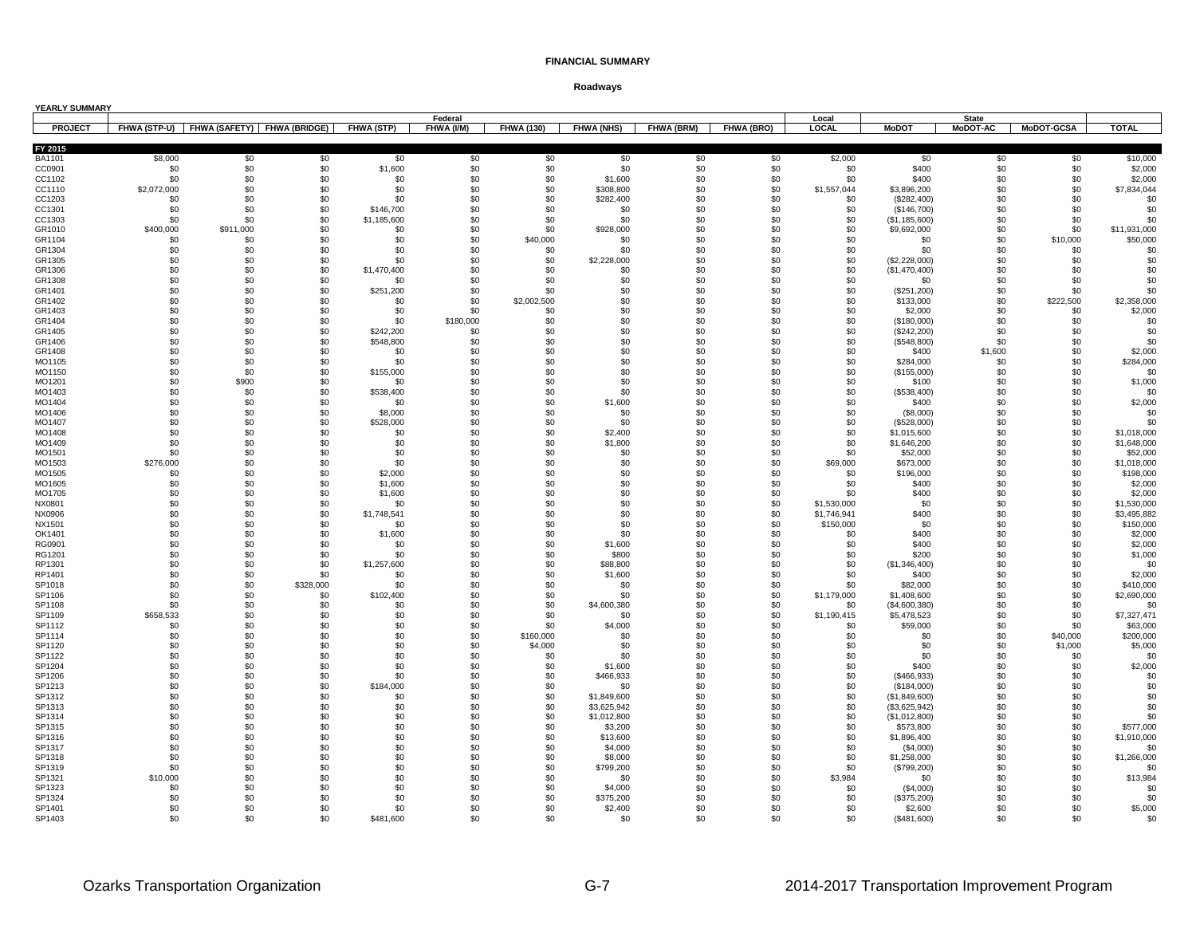# FINANCIAL SUMMARY

## Roadways

**YEARLY SUMMARY**

| | Federal | | | | | | | | | Local | State | | | |
|---|---|---|---|---|---|---|---|---|---|---|---|---|---|---|
| **PROJECT** | **FHWA (STP-U)** | **FHWA (SAFETY)** | **FHWA (BRIDGE)** | **FHWA (STP)** | **FHWA (I/M)** | **FHWA (130)** | **FHWA (NHS)** | **FHWA (BRM)** | **FHWA (BRO)** | **LOCAL** | **MoDOT** | **MoDOT-AC** | **MoDOT-GCSA** | **TOTAL** |
| **FY 2015** | | | | | | | | | | | | | | |
| BA1101 | $8,000 | $0 | $0 | $0 | $0 | $0 | $0 | $0 | $0 | $2,000 | $0 | $0 | $0 | $10,000 |
| CC0901 | $0 | $0 | $0 | $1,600 | $0 | $0 | $0 | $0 | $0 | $0 | $400 | $0 | $0 | $2,000 |
| CC1102 | $0 | $0 | $0 | $0 | $0 | $0 | $1,600 | $0 | $0 | $0 | $400 | $0 | $0 | $2,000 |
| CC1110 | $2,072,000 | $0 | $0 | $0 | $0 | $0 | $308,800 | $0 | $0 | $1,557,044 | $3,896,200 | $0 | $0 | $7,834,044 |
| CC1203 | $0 | $0 | $0 | $0 | $0 | $0 | $282,400 | $0 | $0 | $0 | ($282,400) | $0 | $0 | $0 |
| CC1301 | $0 | $0 | $0 | $146,700 | $0 | $0 | $0 | $0 | $0 | $0 | ($146,700) | $0 | $0 | $0 |
| CC1303 | $0 | $0 | $0 | $1,185,600 | $0 | $0 | $0 | $0 | $0 | $0 | ($1,185,600) | $0 | $0 | $0 |
| GR1010 | $400,000 | $911,000 | $0 | $0 | $0 | $0 | $928,000 | $0 | $0 | $0 | $9,692,000 | $0 | $0 | $11,931,000 |
| GR1104 | $0 | $0 | $0 | $0 | $0 | $40,000 | $0 | $0 | $0 | $0 | $0 | $0 | $10,000 | $50,000 |
| GR1304 | $0 | $0 | $0 | $0 | $0 | $0 | $0 | $0 | $0 | $0 | $0 | $0 | $0 | $0 |
| GR1305 | $0 | $0 | $0 | $0 | $0 | $0 | $2,228,000 | $0 | $0 | $0 | ($2,228,000) | $0 | $0 | $0 |
| GR1306 | $0 | $0 | $0 | $1,470,400 | $0 | $0 | $0 | $0 | $0 | $0 | ($1,470,400) | $0 | $0 | $0 |
| GR1308 | $0 | $0 | $0 | $0 | $0 | $0 | $0 | $0 | $0 | $0 | $0 | $0 | $0 | $0 |
| GR1401 | $0 | $0 | $0 | $251,200 | $0 | $0 | $0 | $0 | $0 | $0 | ($251,200) | $0 | $0 | $0 |
| GR1402 | $0 | $0 | $0 | $0 | $0 | $2,002,500 | $0 | $0 | $0 | $0 | $133,000 | $0 | $222,500 | $2,358,000 |
| GR1403 | $0 | $0 | $0 | $0 | $0 | $0 | $0 | $0 | $0 | $0 | $2,000 | $0 | $0 | $2,000 |
| GR1404 | $0 | $0 | $0 | $0 | $180,000 | $0 | $0 | $0 | $0 | $0 | ($180,000) | $0 | $0 | $0 |
| GR1405 | $0 | $0 | $0 | $242,200 | $0 | $0 | $0 | $0 | $0 | $0 | ($242,200) | $0 | $0 | $0 |
| GR1406 | $0 | $0 | $0 | $548,800 | $0 | $0 | $0 | $0 | $0 | $0 | ($548,800) | $0 | $0 | $0 |
| GR1408 | $0 | $0 | $0 | $0 | $0 | $0 | $0 | $0 | $0 | $0 | $400 | $1,600 | $0 | $2,000 |
| MO1105 | $0 | $0 | $0 | $0 | $0 | $0 | $0 | $0 | $0 | $0 | $284,000 | $0 | $0 | $284,000 |
| MO1150 | $0 | $0 | $0 | $155,000 | $0 | $0 | $0 | $0 | $0 | $0 | ($155,000) | $0 | $0 | $0 |
| MO1201 | $0 | $900 | $0 | $0 | $0 | $0 | $0 | $0 | $0 | $0 | $100 | $0 | $0 | $1,000 |
| MO1403 | $0 | $0 | $0 | $538,400 | $0 | $0 | $0 | $0 | $0 | $0 | ($538,400) | $0 | $0 | $0 |
| MO1404 | $0 | $0 | $0 | $0 | $0 | $0 | $1,600 | $0 | $0 | $0 | $400 | $0 | $0 | $2,000 |
| MO1406 | $0 | $0 | $0 | $8,000 | $0 | $0 | $0 | $0 | $0 | $0 | ($8,000) | $0 | $0 | $0 |
| MO1407 | $0 | $0 | $0 | $528,000 | $0 | $0 | $0 | $0 | $0 | $0 | ($528,000) | $0 | $0 | $0 |
| MO1408 | $0 | $0 | $0 | $0 | $0 | $0 | $2,400 | $0 | $0 | $0 | $1,015,600 | $0 | $0 | $1,018,000 |
| MO1409 | $0 | $0 | $0 | $0 | $0 | $0 | $1,800 | $0 | $0 | $0 | $1,646,200 | $0 | $0 | $1,648,000 |
| MO1501 | $0 | $0 | $0 | $0 | $0 | $0 | $0 | $0 | $0 | $0 | $52,000 | $0 | $0 | $52,000 |
| MO1503 | $276,000 | $0 | $0 | $0 | $0 | $0 | $0 | $0 | $0 | $69,000 | $673,000 | $0 | $0 | $1,018,000 |
| MO1505 | $0 | $0 | $0 | $2,000 | $0 | $0 | $0 | $0 | $0 | $0 | $196,000 | $0 | $0 | $198,000 |
| MO1605 | $0 | $0 | $0 | $1,600 | $0 | $0 | $0 | $0 | $0 | $0 | $400 | $0 | $0 | $2,000 |
| MO1705 | $0 | $0 | $0 | $1,600 | $0 | $0 | $0 | $0 | $0 | $0 | $400 | $0 | $0 | $2,000 |
| NX0801 | $0 | $0 | $0 | $0 | $0 | $0 | $0 | $0 | $0 | $1,530,000 | $0 | $0 | $0 | $1,530,000 |
| NX0906 | $0 | $0 | $0 | $1,748,541 | $0 | $0 | $0 | $0 | $0 | $1,746,941 | $400 | $0 | $0 | $3,495,882 |
| NX1501 | $0 | $0 | $0 | $0 | $0 | $0 | $0 | $0 | $0 | $150,000 | $0 | $0 | $0 | $150,000 |
| OK1401 | $0 | $0 | $0 | $1,600 | $0 | $0 | $0 | $0 | $0 | $0 | $400 | $0 | $0 | $2,000 |
| RG0901 | $0 | $0 | $0 | $0 | $0 | $0 | $1,600 | $0 | $0 | $0 | $400 | $0 | $0 | $2,000 |
| RG1201 | $0 | $0 | $0 | $0 | $0 | $0 | $800 | $0 | $0 | $0 | $200 | $0 | $0 | $1,000 |
| RP1301 | $0 | $0 | $0 | $1,257,600 | $0 | $0 | $88,800 | $0 | $0 | $0 | ($1,346,400) | $0 | $0 | $0 |
| RP1401 | $0 | $0 | $0 | $0 | $0 | $0 | $1,600 | $0 | $0 | $0 | $400 | $0 | $0 | $2,000 |
| SP1018 | $0 | $0 | $328,000 | $0 | $0 | $0 | $0 | $0 | $0 | $0 | $82,000 | $0 | $0 | $410,000 |
| SP1106 | $0 | $0 | $0 | $102,400 | $0 | $0 | $0 | $0 | $0 | $1,179,000 | $1,408,600 | $0 | $0 | $2,690,000 |
| SP1108 | $0 | $0 | $0 | $0 | $0 | $0 | $4,600,380 | $0 | $0 | $0 | ($4,600,380) | $0 | $0 | $0 |
| SP1109 | $658,533 | $0 | $0 | $0 | $0 | $0 | $0 | $0 | $0 | $1,190,415 | $5,478,523 | $0 | $0 | $7,327,471 |
| SP1112 | $0 | $0 | $0 | $0 | $0 | $0 | $4,000 | $0 | $0 | $0 | $59,000 | $0 | $0 | $63,000 |
| SP1114 | $0 | $0 | $0 | $0 | $0 | $160,000 | $0 | $0 | $0 | $0 | $0 | $0 | $40,000 | $200,000 |
| SP1120 | $0 | $0 | $0 | $0 | $0 | $4,000 | $0 | $0 | $0 | $0 | $0 | $0 | $1,000 | $5,000 |
| SP1122 | $0 | $0 | $0 | $0 | $0 | $0 | $0 | $0 | $0 | $0 | $0 | $0 | $0 | $0 |
| SP1204 | $0 | $0 | $0 | $0 | $0 | $0 | $1,600 | $0 | $0 | $0 | $400 | $0 | $0 | $2,000 |
| SP1206 | $0 | $0 | $0 | $0 | $0 | $0 | $466,933 | $0 | $0 | $0 | ($466,933) | $0 | $0 | $0 |
| SP1213 | $0 | $0 | $0 | $184,000 | $0 | $0 | $0 | $0 | $0 | $0 | ($184,000) | $0 | $0 | $0 |
| SP1312 | $0 | $0 | $0 | $0 | $0 | $0 | $1,849,600 | $0 | $0 | $0 | ($1,849,600) | $0 | $0 | $0 |
| SP1313 | $0 | $0 | $0 | $0 | $0 | $0 | $3,625,942 | $0 | $0 | $0 | ($3,625,942) | $0 | $0 | $0 |
| SP1314 | $0 | $0 | $0 | $0 | $0 | $0 | $1,012,800 | $0 | $0 | $0 | ($1,012,800) | $0 | $0 | $0 |
| SP1315 | $0 | $0 | $0 | $0 | $0 | $0 | $3,200 | $0 | $0 | $0 | $573,800 | $0 | $0 | $577,000 |
| SP1316 | $0 | $0 | $0 | $0 | $0 | $0 | $13,600 | $0 | $0 | $0 | $1,896,400 | $0 | $0 | $1,910,000 |
| SP1317 | $0 | $0 | $0 | $0 | $0 | $0 | $4,000 | $0 | $0 | $0 | ($4,000) | $0 | $0 | $0 |
| SP1318 | $0 | $0 | $0 | $0 | $0 | $0 | $8,000 | $0 | $0 | $0 | $1,258,000 | $0 | $0 | $1,266,000 |
| SP1319 | $0 | $0 | $0 | $0 | $0 | $0 | $799,200 | $0 | $0 | $0 | ($799,200) | $0 | $0 | $0 |
| SP1321 | $10,000 | $0 | $0 | $0 | $0 | $0 | $0 | $0 | $0 | $3,984 | $0 | $0 | $0 | $13,984 |
| SP1323 | $0 | $0 | $0 | $0 | $0 | $0 | $4,000 | $0 | $0 | $0 | ($4,000) | $0 | $0 | $0 |
| SP1324 | $0 | $0 | $0 | $0 | $0 | $0 | $375,200 | $0 | $0 | $0 | ($375,200) | $0 | $0 | $0 |
| SP1401 | $0 | $0 | $0 | $0 | $0 | $0 | $2,400 | $0 | $0 | $0 | $2,600 | $0 | $0 | $5,000 |
| SP1403 | $0 | $0 | $0 | $481,600 | $0 | $0 | $0 | $0 | $0 | $0 | ($481,600) | $0 | $0 | $0 |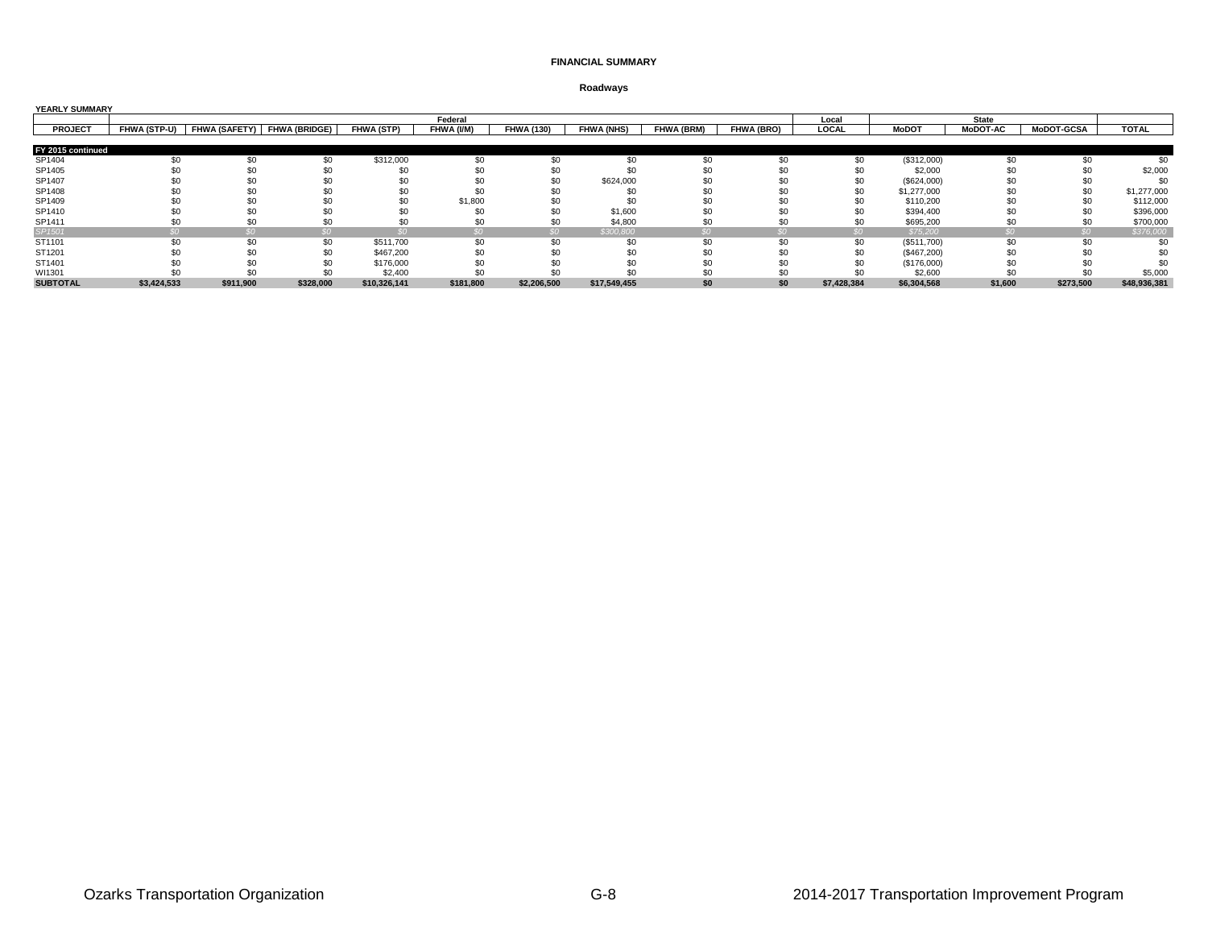# FINANCIAL SUMMARY

## Roadways

**YEARLY SUMMARY**

| | Federal | | | | | | | | | Local | State | | | |
|---|---|---|---|---|---|---|---|---|---|---|---|---|---|---|
| **PROJECT** | **FHWA (STP-U)** | **FHWA (SAFETY)** | **FHWA (BRIDGE)** | **FHWA (STP)** | **FHWA (I/M)** | **FHWA (130)** | **FHWA (NHS)** | **FHWA (BRM)** | **FHWA (BRO)** | **LOCAL** | **MoDOT** | **MoDOT-AC** | **MoDOT-GCSA** | **TOTAL** |
| **FY 2015 continued** | | | | | | | | | | | | | | |
| SP1404 | $0 | $0 | $0 | $312,000 | $0 | $0 | $0 | $0 | $0 | $0 | ($312,000) | $0 | $0 | $0 |
| SP1405 | $0 | $0 | $0 | $0 | $0 | $0 | $0 | $0 | $0 | $0 | $2,000 | $0 | $0 | $2,000 |
| SP1407 | $0 | $0 | $0 | $0 | $0 | $0 | $624,000 | $0 | $0 | $0 | ($624,000) | $0 | $0 | $0 |
| SP1408 | $0 | $0 | $0 | $0 | $0 | $0 | $0 | $0 | $0 | $0 | $1,277,000 | $0 | $0 | $1,277,000 |
| SP1409 | $0 | $0 | $0 | $0 | $1,800 | $0 | $0 | $0 | $0 | $0 | $110,200 | $0 | $0 | $112,000 |
| SP1410 | $0 | $0 | $0 | $0 | $0 | $0 | $1,600 | $0 | $0 | $0 | $394,400 | $0 | $0 | $396,000 |
| SP1411 | $0 | $0 | $0 | $0 | $0 | $0 | $4,800 | $0 | $0 | $0 | $695,200 | $0 | $0 | $700,000 |
| *SP1501* | *$0* | *$0* | *$0* | *$0* | *$0* | *$0* | *$300,800* | *$0* | *$0* | *$0* | *$75,200* | *$0* | *$0* | *$376,000* |
| ST1101 | $0 | $0 | $0 | $511,700 | $0 | $0 | $0 | $0 | $0 | $0 | ($511,700) | $0 | $0 | $0 |
| ST1201 | $0 | $0 | $0 | $467,200 | $0 | $0 | $0 | $0 | $0 | $0 | ($467,200) | $0 | $0 | $0 |
| ST1401 | $0 | $0 | $0 | $176,000 | $0 | $0 | $0 | $0 | $0 | $0 | ($176,000) | $0 | $0 | $0 |
| WI1301 | $0 | $0 | $0 | $2,400 | $0 | $0 | $0 | $0 | $0 | $0 | $2,600 | $0 | $0 | $5,000 |
| **SUBTOTAL** | **$3,424,533** | **$911,900** | **$328,000** | **$10,326,141** | **$181,800** | **$2,206,500** | **$17,549,455** | **$0** | **$0** | **$7,428,384** | **$6,304,568** | **$1,600** | **$273,500** | **$48,936,381** |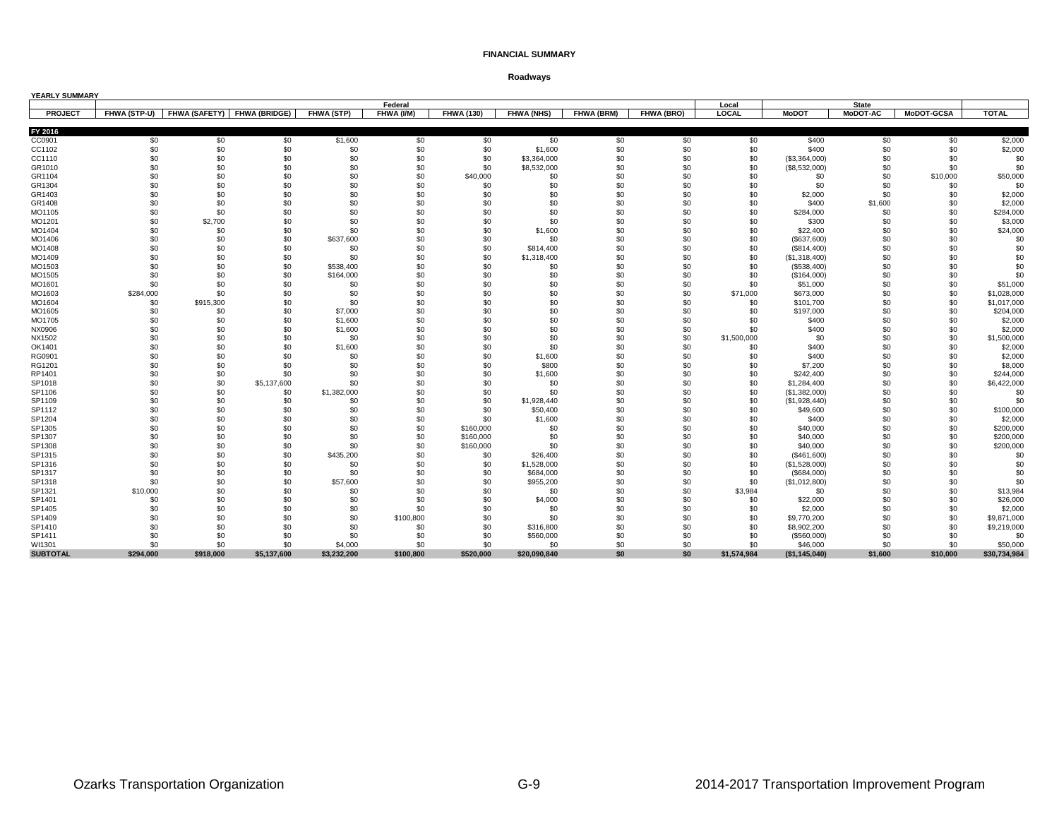**FINANCIAL SUMMARY**

**Roadways**

**YEARLY SUMMARY**

| | Federal | | | | | | | | | Local | State | | | |
|---|---|---|---|---|---|---|---|---|---|---|---|---|---|---|
| **PROJECT** | **FHWA (STP-U)** | **FHWA (SAFETY)** | **FHWA (BRIDGE)** | **FHWA (STP)** | **FHWA (I/M)** | **FHWA (130)** | **FHWA (NHS)** | **FHWA (BRM)** | **FHWA (BRO)** | **LOCAL** | **MoDOT** | **MoDOT-AC** | **MoDOT-GCSA** | **TOTAL** |
| **FY 2016** | | | | | | | | | | | | | | |
| CC0901 | $0 | $0 | $0 | $1,600 | $0 | $0 | $0 | $0 | $0 | $0 | $400 | $0 | $0 | $2,000 |
| CC1102 | $0 | $0 | $0 | $0 | $0 | $0 | $1,600 | $0 | $0 | $0 | $400 | $0 | $0 | $2,000 |
| CC1110 | $0 | $0 | $0 | $0 | $0 | $0 | $3,364,000 | $0 | $0 | $0 | ($3,364,000) | $0 | $0 | $0 |
| GR1010 | $0 | $0 | $0 | $0 | $0 | $0 | $8,532,000 | $0 | $0 | $0 | ($8,532,000) | $0 | $0 | $0 |
| GR1104 | $0 | $0 | $0 | $0 | $0 | $40,000 | $0 | $0 | $0 | $0 | $0 | $0 | $10,000 | $50,000 |
| GR1304 | $0 | $0 | $0 | $0 | $0 | $0 | $0 | $0 | $0 | $0 | $0 | $0 | $0 | $0 |
| GR1403 | $0 | $0 | $0 | $0 | $0 | $0 | $0 | $0 | $0 | $0 | $2,000 | $0 | $0 | $2,000 |
| GR1408 | $0 | $0 | $0 | $0 | $0 | $0 | $0 | $0 | $0 | $0 | $400 | $1,600 | $0 | $2,000 |
| MO1105 | $0 | $0 | $0 | $0 | $0 | $0 | $0 | $0 | $0 | $0 | $284,000 | $0 | $0 | $284,000 |
| MO1201 | $0 | $2,700 | $0 | $0 | $0 | $0 | $0 | $0 | $0 | $0 | $300 | $0 | $0 | $3,000 |
| MO1404 | $0 | $0 | $0 | $0 | $0 | $0 | $1,600 | $0 | $0 | $0 | $22,400 | $0 | $0 | $24,000 |
| MO1406 | $0 | $0 | $0 | $637,600 | $0 | $0 | $0 | $0 | $0 | $0 | ($637,600) | $0 | $0 | $0 |
| MO1408 | $0 | $0 | $0 | $0 | $0 | $0 | $814,400 | $0 | $0 | $0 | ($814,400) | $0 | $0 | $0 |
| MO1409 | $0 | $0 | $0 | $0 | $0 | $0 | $1,318,400 | $0 | $0 | $0 | ($1,318,400) | $0 | $0 | $0 |
| MO1503 | $0 | $0 | $0 | $538,400 | $0 | $0 | $0 | $0 | $0 | $0 | ($538,400) | $0 | $0 | $0 |
| MO1505 | $0 | $0 | $0 | $164,000 | $0 | $0 | $0 | $0 | $0 | $0 | ($164,000) | $0 | $0 | $0 |
| MO1601 | $0 | $0 | $0 | $0 | $0 | $0 | $0 | $0 | $0 | $0 | $51,000 | $0 | $0 | $51,000 |
| MO1603 | $284,000 | $0 | $0 | $0 | $0 | $0 | $0 | $0 | $0 | $71,000 | $673,000 | $0 | $0 | $1,028,000 |
| MO1604 | $0 | $915,300 | $0 | $0 | $0 | $0 | $0 | $0 | $0 | $0 | $101,700 | $0 | $0 | $1,017,000 |
| MO1605 | $0 | $0 | $0 | $7,000 | $0 | $0 | $0 | $0 | $0 | $0 | $197,000 | $0 | $0 | $204,000 |
| MO1705 | $0 | $0 | $0 | $1,600 | $0 | $0 | $0 | $0 | $0 | $0 | $400 | $0 | $0 | $2,000 |
| NX0906 | $0 | $0 | $0 | $1,600 | $0 | $0 | $0 | $0 | $0 | $0 | $400 | $0 | $0 | $2,000 |
| NX1502 | $0 | $0 | $0 | $0 | $0 | $0 | $0 | $0 | $0 | $1,500,000 | $0 | $0 | $0 | $1,500,000 |
| OK1401 | $0 | $0 | $0 | $1,600 | $0 | $0 | $0 | $0 | $0 | $0 | $400 | $0 | $0 | $2,000 |
| RG0901 | $0 | $0 | $0 | $0 | $0 | $0 | $1,600 | $0 | $0 | $0 | $400 | $0 | $0 | $2,000 |
| RG1201 | $0 | $0 | $0 | $0 | $0 | $0 | $800 | $0 | $0 | $0 | $7,200 | $0 | $0 | $8,000 |
| RP1401 | $0 | $0 | $0 | $0 | $0 | $0 | $1,600 | $0 | $0 | $0 | $242,400 | $0 | $0 | $244,000 |
| SP1018 | $0 | $0 | $5,137,600 | $0 | $0 | $0 | $0 | $0 | $0 | $0 | $1,284,400 | $0 | $0 | $6,422,000 |
| SP1106 | $0 | $0 | $0 | $1,382,000 | $0 | $0 | $0 | $0 | $0 | $0 | ($1,382,000) | $0 | $0 | $0 |
| SP1109 | $0 | $0 | $0 | $0 | $0 | $0 | $1,928,440 | $0 | $0 | $0 | ($1,928,440) | $0 | $0 | $0 |
| SP1112 | $0 | $0 | $0 | $0 | $0 | $0 | $50,400 | $0 | $0 | $0 | $49,600 | $0 | $0 | $100,000 |
| SP1204 | $0 | $0 | $0 | $0 | $0 | $0 | $1,600 | $0 | $0 | $0 | $400 | $0 | $0 | $2,000 |
| SP1305 | $0 | $0 | $0 | $0 | $0 | $160,000 | $0 | $0 | $0 | $0 | $40,000 | $0 | $0 | $200,000 |
| SP1307 | $0 | $0 | $0 | $0 | $0 | $160,000 | $0 | $0 | $0 | $0 | $40,000 | $0 | $0 | $200,000 |
| SP1308 | $0 | $0 | $0 | $0 | $0 | $160,000 | $0 | $0 | $0 | $0 | $40,000 | $0 | $0 | $200,000 |
| SP1315 | $0 | $0 | $0 | $435,200 | $0 | $0 | $26,400 | $0 | $0 | $0 | ($461,600) | $0 | $0 | $0 |
| SP1316 | $0 | $0 | $0 | $0 | $0 | $0 | $1,528,000 | $0 | $0 | $0 | ($1,528,000) | $0 | $0 | $0 |
| SP1317 | $0 | $0 | $0 | $0 | $0 | $0 | $684,000 | $0 | $0 | $0 | ($684,000) | $0 | $0 | $0 |
| SP1318 | $0 | $0 | $0 | $57,600 | $0 | $0 | $955,200 | $0 | $0 | $0 | ($1,012,800) | $0 | $0 | $0 |
| SP1321 | $10,000 | $0 | $0 | $0 | $0 | $0 | $0 | $0 | $0 | $3,984 | $0 | $0 | $0 | $13,984 |
| SP1401 | $0 | $0 | $0 | $0 | $0 | $0 | $4,000 | $0 | $0 | $0 | $22,000 | $0 | $0 | $26,000 |
| SP1405 | $0 | $0 | $0 | $0 | $0 | $0 | $0 | $0 | $0 | $0 | $2,000 | $0 | $0 | $2,000 |
| SP1409 | $0 | $0 | $0 | $0 | $100,800 | $0 | $0 | $0 | $0 | $0 | $9,770,200 | $0 | $0 | $9,871,000 |
| SP1410 | $0 | $0 | $0 | $0 | $0 | $0 | $316,800 | $0 | $0 | $0 | $8,902,200 | $0 | $0 | $9,219,000 |
| SP1411 | $0 | $0 | $0 | $0 | $0 | $0 | $560,000 | $0 | $0 | $0 | ($560,000) | $0 | $0 | $0 |
| WI1301 | $0 | $0 | $0 | $4,000 | $0 | $0 | $0 | $0 | $0 | $0 | $46,000 | $0 | $0 | $50,000 |
| **SUBTOTAL** | **$294,000** | **$918,000** | **$5,137,600** | **$3,232,200** | **$100,800** | **$520,000** | **$20,090,840** | **$0** | **$0** | **$1,574,984** | **($1,145,040)** | **$1,600** | **$10,000** | **$30,734,984** |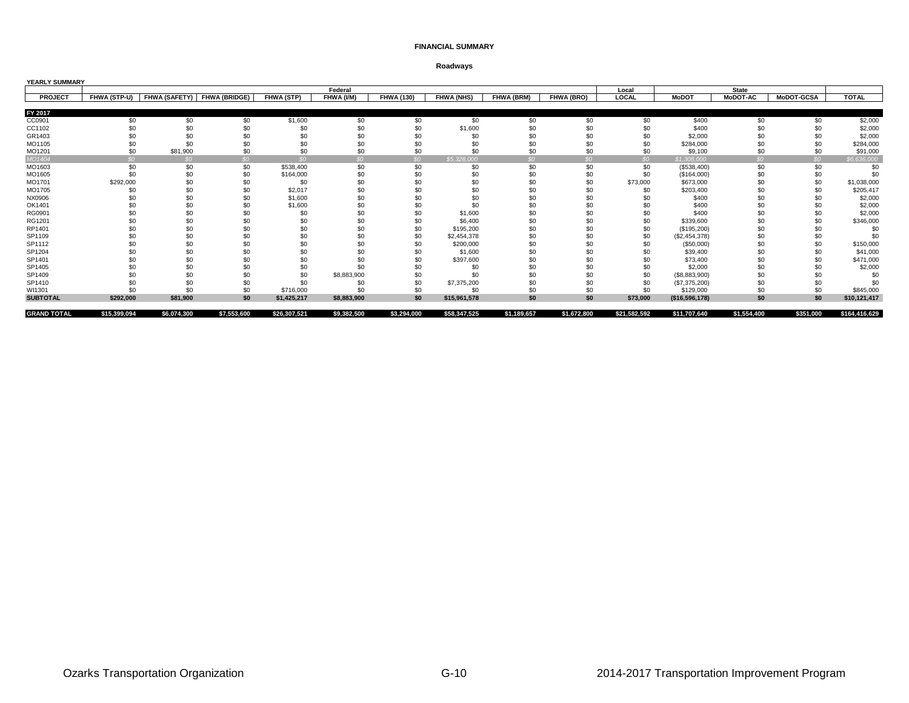# FINANCIAL SUMMARY

## Roadways

**YEARLY SUMMARY**

| | Federal | | | | | | | | | Local | State | | | |
|---|---|---|---|---|---|---|---|---|---|---|---|---|---|---|
| **PROJECT** | **FHWA (STP-U)** | **FHWA (SAFETY)** | **FHWA (BRIDGE)** | **FHWA (STP)** | **FHWA (I/M)** | **FHWA (130)** | **FHWA (NHS)** | **FHWA (BRM)** | **FHWA (BRO)** | **LOCAL** | **MoDOT** | **MoDOT-AC** | **MoDOT-GCSA** | **TOTAL** |
| **FY 2017** | | | | | | | | | | | | | | |
| CC0901 | $0 | $0 | $0 | $1,600 | $0 | $0 | $0 | $0 | $0 | $0 | $400 | $0 | $0 | $2,000 |
| CC1102 | $0 | $0 | $0 | $0 | $0 | $0 | $1,600 | $0 | $0 | $0 | $400 | $0 | $0 | $2,000 |
| GR1403 | $0 | $0 | $0 | $0 | $0 | $0 | $0 | $0 | $0 | $0 | $2,000 | $0 | $0 | $2,000 |
| MO1105 | $0 | $0 | $0 | $0 | $0 | $0 | $0 | $0 | $0 | $0 | $284,000 | $0 | $0 | $284,000 |
| MO1201 | $0 | $81,900 | $0 | $0 | $0 | $0 | $0 | $0 | $0 | $0 | $9,100 | $0 | $0 | $91,000 |
| *MO1404* | *$0* | *$0* | *$0* | *$0* | *$0* | *$0* | *$5,328,000* | *$0* | *$0* | *$0* | *$1,308,000* | *$0* | *$0* | *$6,636,000* |
| MO1603 | $0 | $0 | $0 | $538,400 | $0 | $0 | $0 | $0 | $0 | $0 | ($538,400) | $0 | $0 | $0 |
| MO1605 | $0 | $0 | $0 | $164,000 | $0 | $0 | $0 | $0 | $0 | $0 | ($164,000) | $0 | $0 | $0 |
| MO1701 | $292,000 | $0 | $0 | $0 | $0 | $0 | $0 | $0 | $0 | $73,000 | $673,000 | $0 | $0 | $1,038,000 |
| MO1705 | $0 | $0 | $0 | $2,017 | $0 | $0 | $0 | $0 | $0 | $0 | $203,400 | $0 | $0 | $205,417 |
| NX0906 | $0 | $0 | $0 | $1,600 | $0 | $0 | $0 | $0 | $0 | $0 | $400 | $0 | $0 | $2,000 |
| OK1401 | $0 | $0 | $0 | $1,600 | $0 | $0 | $0 | $0 | $0 | $0 | $400 | $0 | $0 | $2,000 |
| RG0901 | $0 | $0 | $0 | $0 | $0 | $0 | $1,600 | $0 | $0 | $0 | $400 | $0 | $0 | $2,000 |
| RG1201 | $0 | $0 | $0 | $0 | $0 | $0 | $6,400 | $0 | $0 | $0 | $339,600 | $0 | $0 | $346,000 |
| RP1401 | $0 | $0 | $0 | $0 | $0 | $0 | $195,200 | $0 | $0 | $0 | ($195,200) | $0 | $0 | $0 |
| SP1109 | $0 | $0 | $0 | $0 | $0 | $0 | $2,454,378 | $0 | $0 | $0 | ($2,454,378) | $0 | $0 | $0 |
| SP1112 | $0 | $0 | $0 | $0 | $0 | $0 | $200,000 | $0 | $0 | $0 | ($50,000) | $0 | $0 | $150,000 |
| SP1204 | $0 | $0 | $0 | $0 | $0 | $0 | $1,600 | $0 | $0 | $0 | $39,400 | $0 | $0 | $41,000 |
| SP1401 | $0 | $0 | $0 | $0 | $0 | $0 | $397,600 | $0 | $0 | $0 | $73,400 | $0 | $0 | $471,000 |
| SP1405 | $0 | $0 | $0 | $0 | $0 | $0 | $0 | $0 | $0 | $0 | $2,000 | $0 | $0 | $2,000 |
| SP1409 | $0 | $0 | $0 | $0 | $8,883,900 | $0 | $0 | $0 | $0 | $0 | ($8,883,900) | $0 | $0 | $0 |
| SP1410 | $0 | $0 | $0 | $0 | $0 | $0 | $7,375,200 | $0 | $0 | $0 | ($7,375,200) | $0 | $0 | $0 |
| WI1301 | $0 | $0 | $0 | $716,000 | $0 | $0 | $0 | $0 | $0 | $0 | $129,000 | $0 | $0 | $845,000 |
| **SUBTOTAL** | **$292,000** | **$81,900** | **$0** | **$1,425,217** | **$8,883,900** | **$0** | **$15,961,578** | **$0** | **$0** | **$73,000** | **($16,596,178)** | **$0** | **$0** | **$10,121,417** |
| **GRAND TOTAL** | **$15,399,094** | **$6,074,300** | **$7,553,600** | **$26,307,521** | **$9,382,500** | **$3,294,000** | **$58,347,525** | **$1,189,657** | **$1,672,800** | **$21,582,592** | **$11,707,640** | **$1,554,400** | **$351,000** | **$164,416,629** |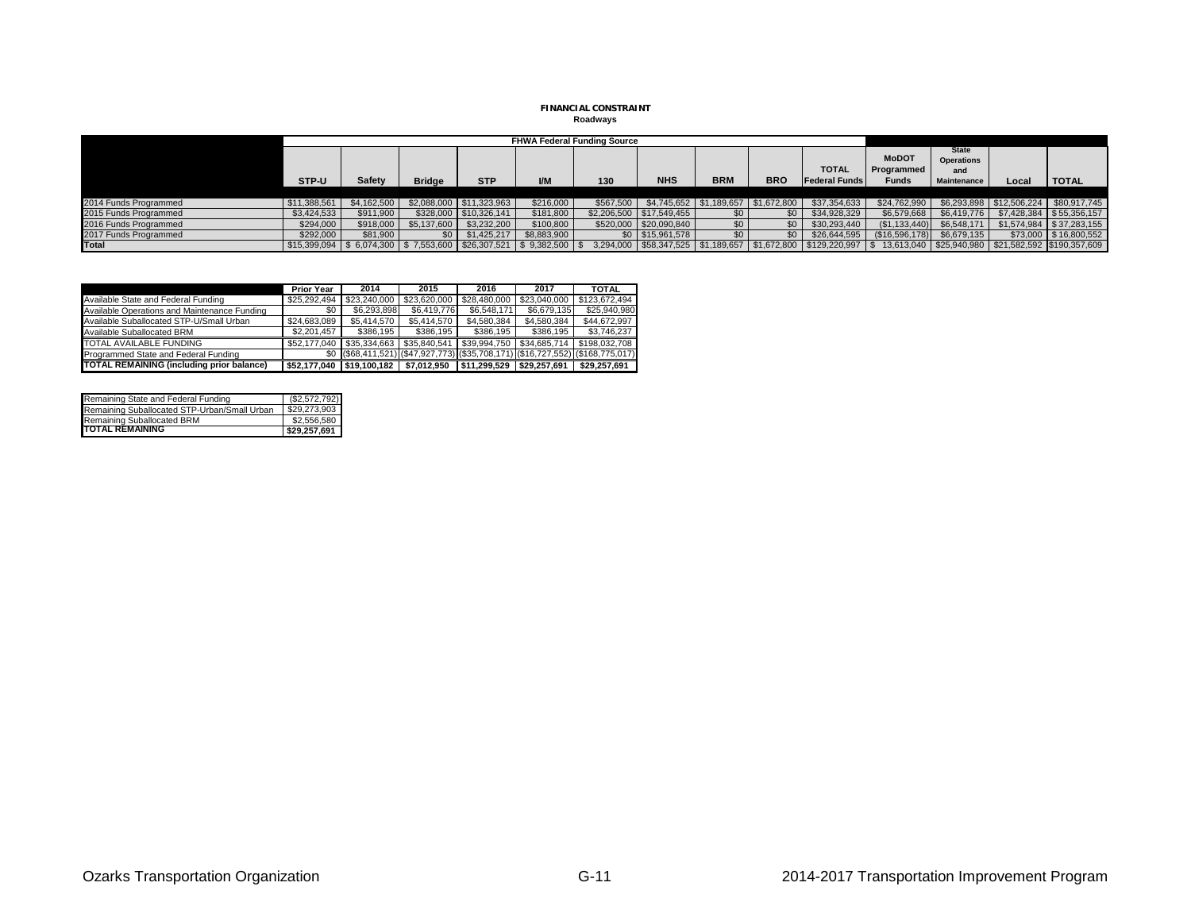**FINANCIAL CONSTRAINT**
**Roadways**

| | FHWA Federal Funding Source | | | | | | | | | | | | | |
|---|---|---|---|---|---|---|---|---|---|---|---|---|---|---|
| | STP-U | Safety | Bridge | STP | I/M | 130 | NHS | BRM | BRO | TOTAL Federal Funds | MoDOT Programmed Funds | State Operations and Maintenance | Local | TOTAL |
| 2014 Funds Programmed | $11,388,561 | $4,162,500 | $2,088,000 | $11,323,963 | $216,000 | $567,500 | $4,745,652 | $1,189,657 | $1,672,800 | $37,354,633 | $24,762,990 | $6,293,898 | $12,506,224 | $80,917,745 |
| 2015 Funds Programmed | $3,424,533 | $911,900 | $328,000 | $10,326,141 | $181,800 | $2,206,500 | $17,549,455 | $0 | $0 | $34,928,329 | $6,579,668 | $6,419,776 | $7,428,384 | $55,356,157 |
| 2016 Funds Programmed | $294,000 | $918,000 | $5,137,600 | $3,232,200 | $100,800 | $520,000 | $20,090,840 | $0 | $0 | $30,293,440 | ($1,133,440) | $6,548,171 | $1,574,984 | $37,283,155 |
| 2017 Funds Programmed | $292,000 | $81,900 | $0 | $1,425,217 | $8,883,900 | $0 | $15,961,578 | $0 | $0 | $26,644,595 | ($16,596,178) | $6,679,135 | $73,000 | $16,800,552 |
| **Total** | $15,399,094 | $ 6,074,300 | $ 7,553,600 | $26,307,521 | $ 9,382,500 | $ 3,294,000 | $58,347,525 | $1,189,657 | $1,672,800 | $129,220,997 | $ 13,613,040 | $25,940,980 | $21,582,592 | $190,357,609 |

| | Prior Year | 2014 | 2015 | 2016 | 2017 | TOTAL |
|---|---|---|---|---|---|---|
| Available State and Federal Funding | $25,292,494 | $23,240,000 | $23,620,000 | $28,480,000 | $23,040,000 | $123,672,494 |
| Available Operations and Maintenance Funding | $0 | $6,293,898 | $6,419,776 | $6,548,171 | $6,679,135 | $25,940,980 |
| Available Suballocated STP-U/Small Urban | $24,683,089 | $5,414,570 | $5,414,570 | $4,580,384 | $4,580,384 | $44,672,997 |
| Available Suballocated BRM | $2,201,457 | $386,195 | $386,195 | $386,195 | $386,195 | $3,746,237 |
| TOTAL AVAILABLE FUNDING | $52,177,040 | $35,334,663 | $35,840,541 | $39,994,750 | $34,685,714 | $198,032,708 |
| Programmed State and Federal Funding | $0 | ($68,411,521) | ($47,927,773) | ($35,708,171) | ($16,727,552) | ($168,775,017) |
| **TOTAL REMAINING (including prior balance)** | **$52,177,040** | **$19,100,182** | **$7,012,950** | **$11,299,529** | **$29,257,691** | **$29,257,691** |

| | |
|---|---|
| Remaining State and Federal Funding | ($2,572,792) |
| Remaining Suballocated STP-Urban/Small Urban | $29,273,903 |
| Remaining Suballocated BRM | $2,556,580 |
| **TOTAL REMAINING** | **$29,257,691** |